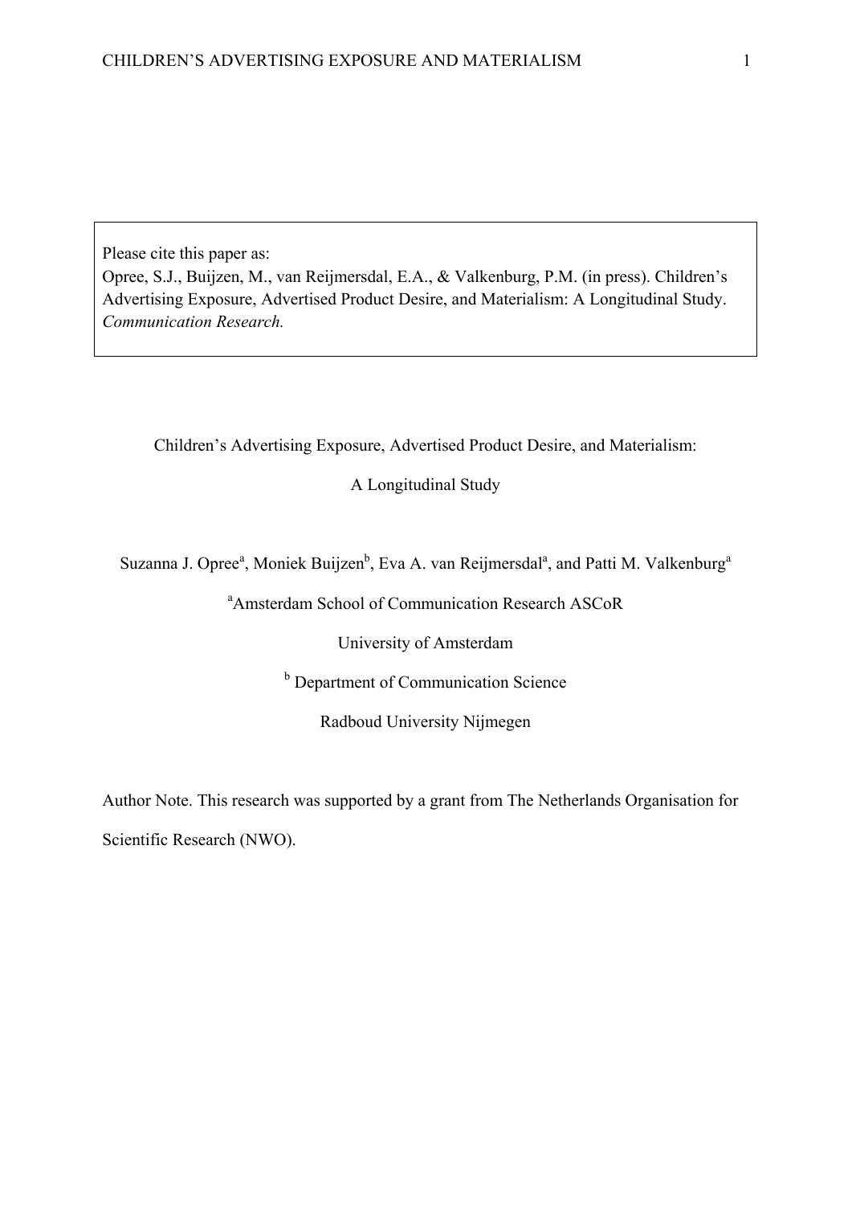Please cite this paper as:
Opree, S.J., Buijzen, M., van Reijmersdal, E.A., & Valkenburg, P.M. (in press). Children's Advertising Exposure, Advertised Product Desire, and Materialism: A Longitudinal Study. *Communication Research.*

# Children's Advertising Exposure, Advertised Product Desire, and Materialism: A Longitudinal Study

Suzanna J. Opree[a], Moniek Buijzen[b], Eva A. van Reijmersdal[a], and Patti M. Valkenburg[a]

[a]Amsterdam School of Communication Research ASCoR

University of Amsterdam

[b] Department of Communication Science

Radboud University Nijmegen

Author Note. This research was supported by a grant from The Netherlands Organisation for Scientific Research (NWO).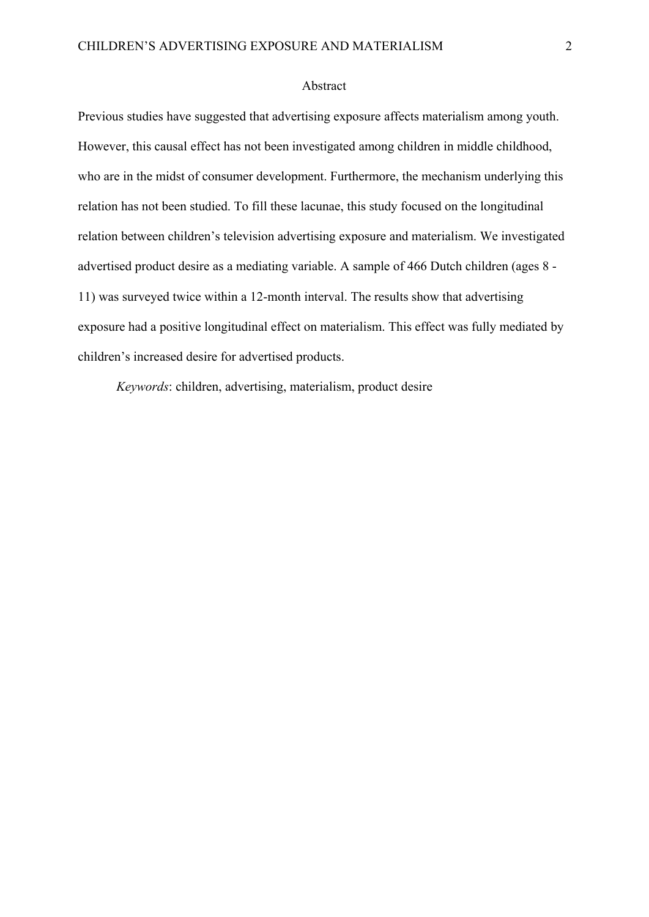## Abstract

Previous studies have suggested that advertising exposure affects materialism among youth. However, this causal effect has not been investigated among children in middle childhood, who are in the midst of consumer development. Furthermore, the mechanism underlying this relation has not been studied. To fill these lacunae, this study focused on the longitudinal relation between children's television advertising exposure and materialism. We investigated advertised product desire as a mediating variable. A sample of 466 Dutch children (ages 8 - 11) was surveyed twice within a 12-month interval. The results show that advertising exposure had a positive longitudinal effect on materialism. This effect was fully mediated by children's increased desire for advertised products.

*Keywords*: children, advertising, materialism, product desire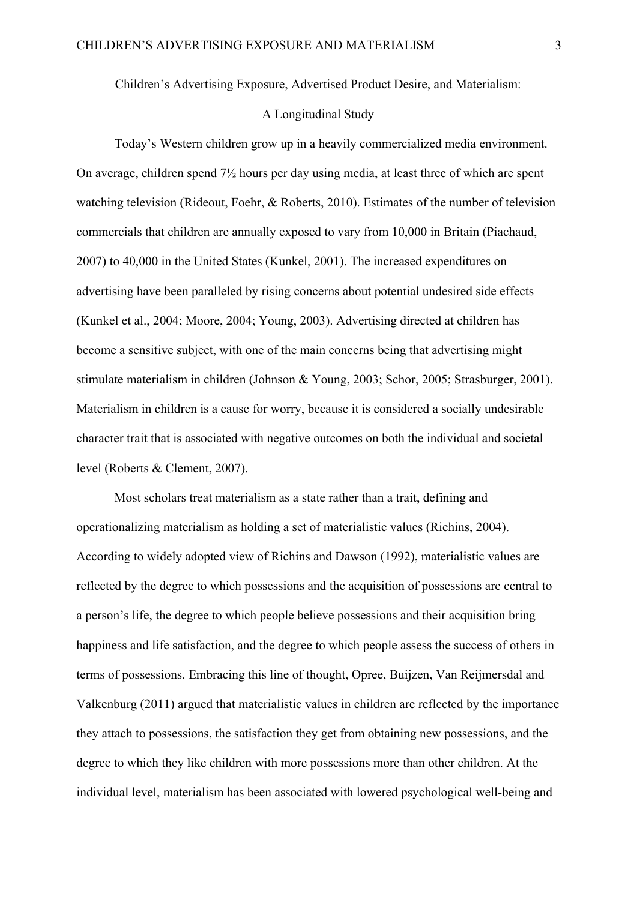# Children's Advertising Exposure, Advertised Product Desire, and Materialism: A Longitudinal Study

Today's Western children grow up in a heavily commercialized media environment. On average, children spend 7½ hours per day using media, at least three of which are spent watching television (Rideout, Foehr, & Roberts, 2010). Estimates of the number of television commercials that children are annually exposed to vary from 10,000 in Britain (Piachaud, 2007) to 40,000 in the United States (Kunkel, 2001). The increased expenditures on advertising have been paralleled by rising concerns about potential undesired side effects (Kunkel et al., 2004; Moore, 2004; Young, 2003). Advertising directed at children has become a sensitive subject, with one of the main concerns being that advertising might stimulate materialism in children (Johnson & Young, 2003; Schor, 2005; Strasburger, 2001). Materialism in children is a cause for worry, because it is considered a socially undesirable character trait that is associated with negative outcomes on both the individual and societal level (Roberts & Clement, 2007).

Most scholars treat materialism as a state rather than a trait, defining and operationalizing materialism as holding a set of materialistic values (Richins, 2004). According to widely adopted view of Richins and Dawson (1992), materialistic values are reflected by the degree to which possessions and the acquisition of possessions are central to a person's life, the degree to which people believe possessions and their acquisition bring happiness and life satisfaction, and the degree to which people assess the success of others in terms of possessions. Embracing this line of thought, Opree, Buijzen, Van Reijmersdal and Valkenburg (2011) argued that materialistic values in children are reflected by the importance they attach to possessions, the satisfaction they get from obtaining new possessions, and the degree to which they like children with more possessions more than other children. At the individual level, materialism has been associated with lowered psychological well-being and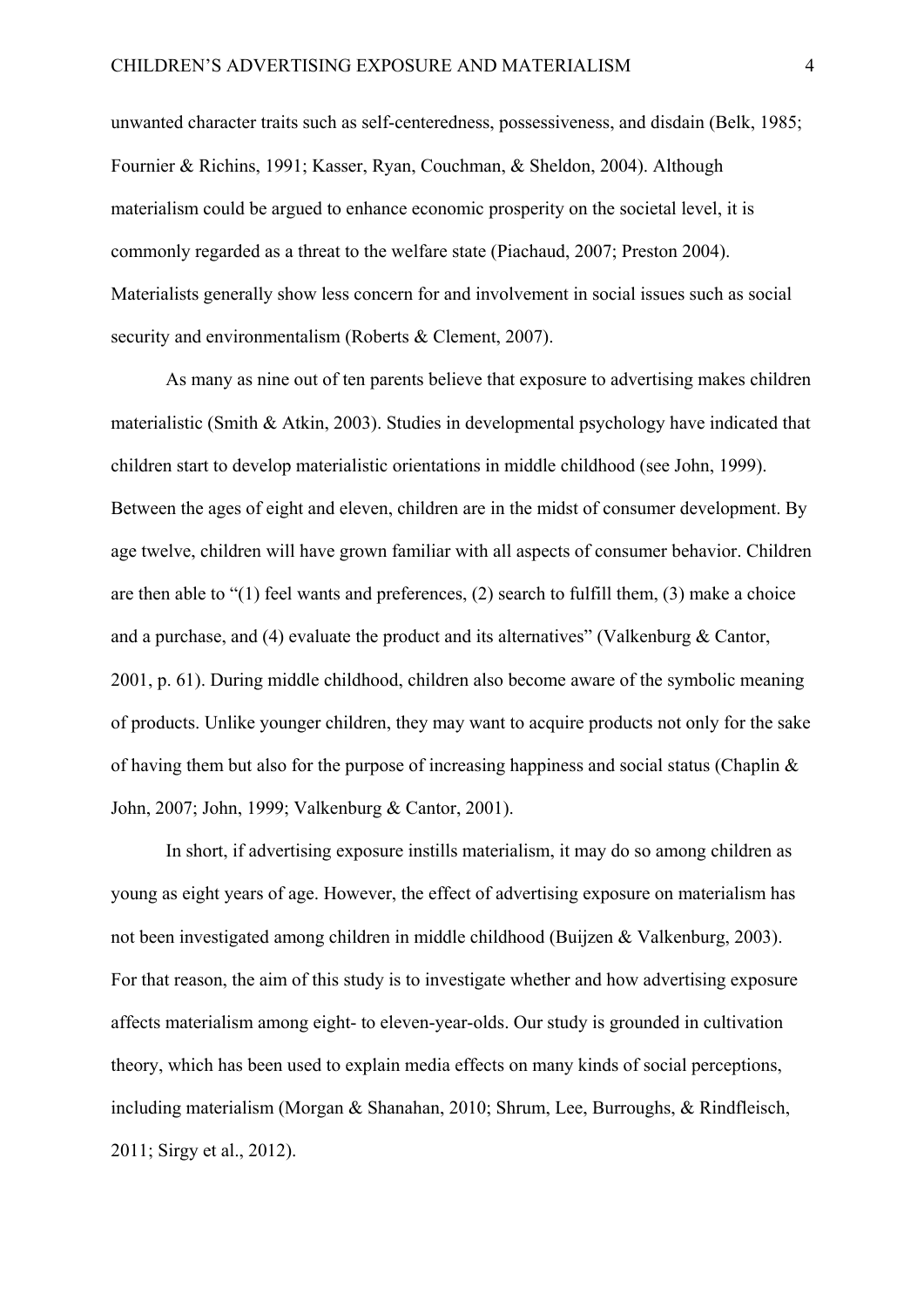unwanted character traits such as self-centeredness, possessiveness, and disdain (Belk, 1985; Fournier & Richins, 1991; Kasser, Ryan, Couchman, & Sheldon, 2004). Although materialism could be argued to enhance economic prosperity on the societal level, it is commonly regarded as a threat to the welfare state (Piachaud, 2007; Preston 2004). Materialists generally show less concern for and involvement in social issues such as social security and environmentalism (Roberts & Clement, 2007).

As many as nine out of ten parents believe that exposure to advertising makes children materialistic (Smith & Atkin, 2003). Studies in developmental psychology have indicated that children start to develop materialistic orientations in middle childhood (see John, 1999). Between the ages of eight and eleven, children are in the midst of consumer development. By age twelve, children will have grown familiar with all aspects of consumer behavior. Children are then able to "(1) feel wants and preferences, (2) search to fulfill them, (3) make a choice and a purchase, and (4) evaluate the product and its alternatives" (Valkenburg & Cantor, 2001, p. 61). During middle childhood, children also become aware of the symbolic meaning of products. Unlike younger children, they may want to acquire products not only for the sake of having them but also for the purpose of increasing happiness and social status (Chaplin & John, 2007; John, 1999; Valkenburg & Cantor, 2001).

In short, if advertising exposure instills materialism, it may do so among children as young as eight years of age. However, the effect of advertising exposure on materialism has not been investigated among children in middle childhood (Buijzen & Valkenburg, 2003). For that reason, the aim of this study is to investigate whether and how advertising exposure affects materialism among eight- to eleven-year-olds. Our study is grounded in cultivation theory, which has been used to explain media effects on many kinds of social perceptions, including materialism (Morgan & Shanahan, 2010; Shrum, Lee, Burroughs, & Rindfleisch, 2011; Sirgy et al., 2012).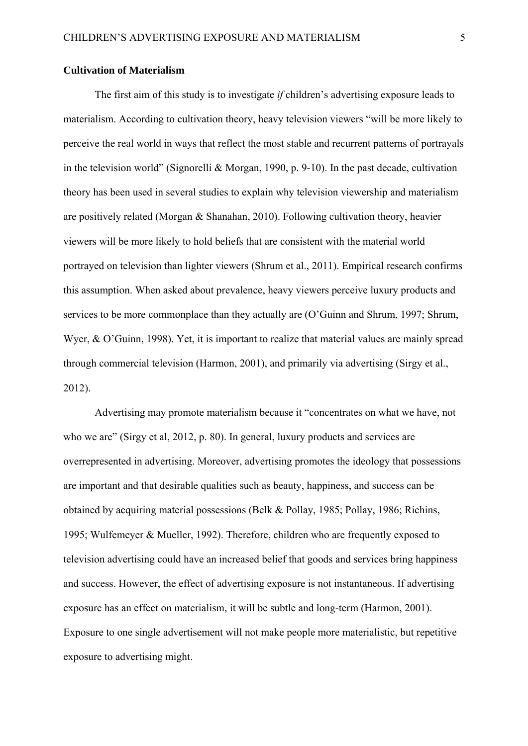**Cultivation of Materialism**

The first aim of this study is to investigate *if* children's advertising exposure leads to materialism. According to cultivation theory, heavy television viewers "will be more likely to perceive the real world in ways that reflect the most stable and recurrent patterns of portrayals in the television world" (Signorelli & Morgan, 1990, p. 9-10). In the past decade, cultivation theory has been used in several studies to explain why television viewership and materialism are positively related (Morgan & Shanahan, 2010). Following cultivation theory, heavier viewers will be more likely to hold beliefs that are consistent with the material world portrayed on television than lighter viewers (Shrum et al., 2011). Empirical research confirms this assumption. When asked about prevalence, heavy viewers perceive luxury products and services to be more commonplace than they actually are (O'Guinn and Shrum, 1997; Shrum, Wyer, & O'Guinn, 1998). Yet, it is important to realize that material values are mainly spread through commercial television (Harmon, 2001), and primarily via advertising (Sirgy et al., 2012).

Advertising may promote materialism because it "concentrates on what we have, not who we are" (Sirgy et al, 2012, p. 80). In general, luxury products and services are overrepresented in advertising. Moreover, advertising promotes the ideology that possessions are important and that desirable qualities such as beauty, happiness, and success can be obtained by acquiring material possessions (Belk & Pollay, 1985; Pollay, 1986; Richins, 1995; Wulfemeyer & Mueller, 1992). Therefore, children who are frequently exposed to television advertising could have an increased belief that goods and services bring happiness and success. However, the effect of advertising exposure is not instantaneous. If advertising exposure has an effect on materialism, it will be subtle and long-term (Harmon, 2001). Exposure to one single advertisement will not make people more materialistic, but repetitive exposure to advertising might.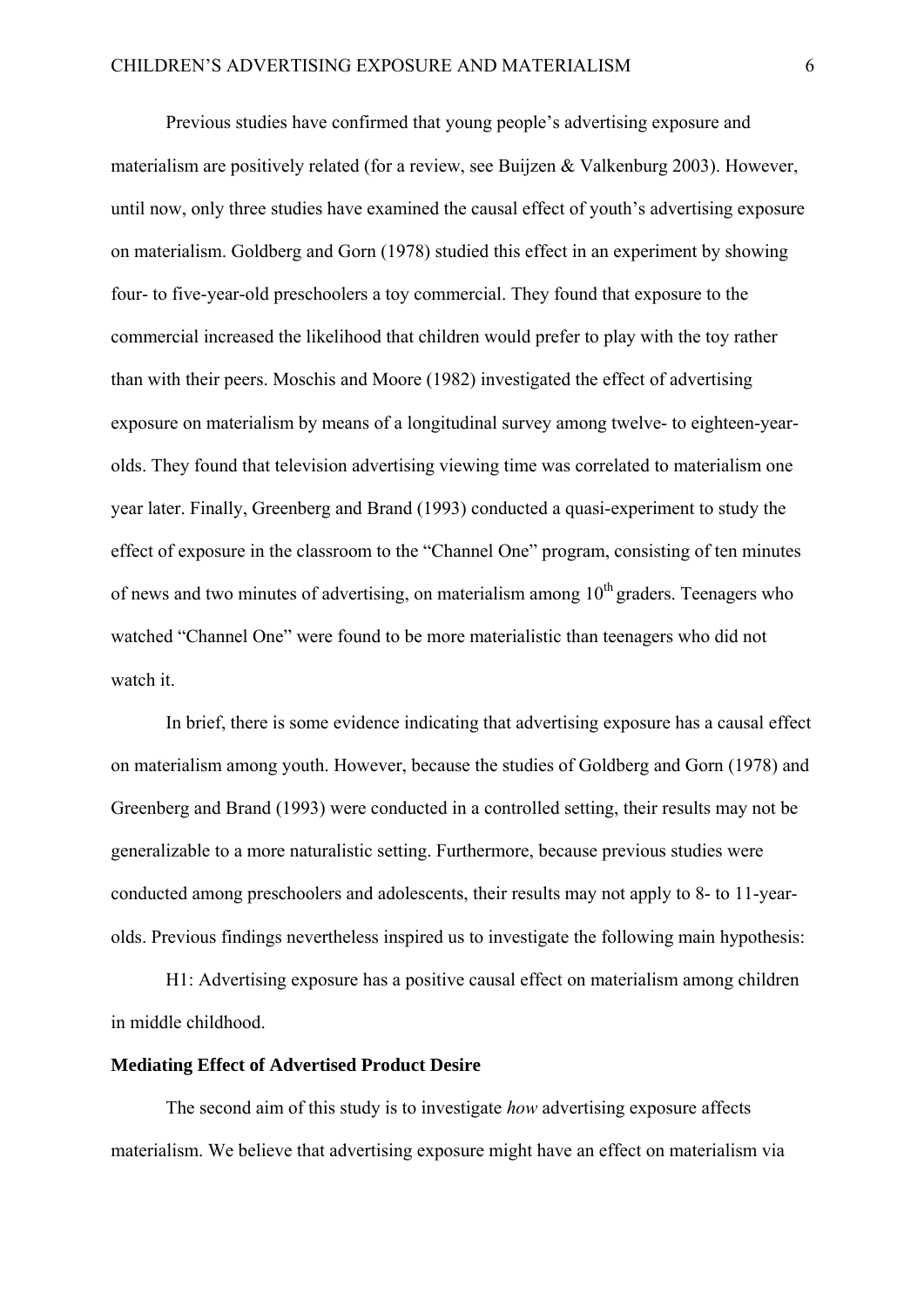Previous studies have confirmed that young people's advertising exposure and materialism are positively related (for a review, see Buijzen & Valkenburg 2003). However, until now, only three studies have examined the causal effect of youth's advertising exposure on materialism. Goldberg and Gorn (1978) studied this effect in an experiment by showing four- to five-year-old preschoolers a toy commercial. They found that exposure to the commercial increased the likelihood that children would prefer to play with the toy rather than with their peers. Moschis and Moore (1982) investigated the effect of advertising exposure on materialism by means of a longitudinal survey among twelve- to eighteen-year-olds. They found that television advertising viewing time was correlated to materialism one year later. Finally, Greenberg and Brand (1993) conducted a quasi-experiment to study the effect of exposure in the classroom to the "Channel One" program, consisting of ten minutes of news and two minutes of advertising, on materialism among 10th graders. Teenagers who watched "Channel One" were found to be more materialistic than teenagers who did not watch it.

In brief, there is some evidence indicating that advertising exposure has a causal effect on materialism among youth. However, because the studies of Goldberg and Gorn (1978) and Greenberg and Brand (1993) were conducted in a controlled setting, their results may not be generalizable to a more naturalistic setting. Furthermore, because previous studies were conducted among preschoolers and adolescents, their results may not apply to 8- to 11-year-olds. Previous findings nevertheless inspired us to investigate the following main hypothesis:

H1: Advertising exposure has a positive causal effect on materialism among children in middle childhood.

**Mediating Effect of Advertised Product Desire**

The second aim of this study is to investigate *how* advertising exposure affects materialism. We believe that advertising exposure might have an effect on materialism via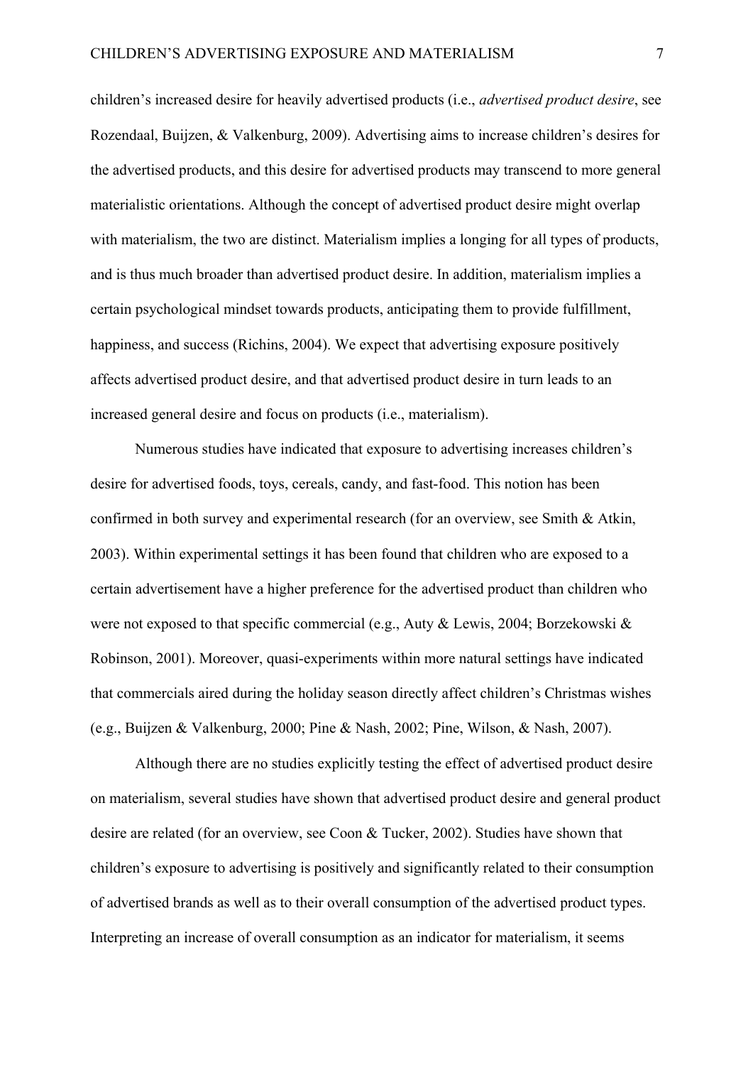children's increased desire for heavily advertised products (i.e., *advertised product desire*, see Rozendaal, Buijzen, & Valkenburg, 2009). Advertising aims to increase children's desires for the advertised products, and this desire for advertised products may transcend to more general materialistic orientations. Although the concept of advertised product desire might overlap with materialism, the two are distinct. Materialism implies a longing for all types of products, and is thus much broader than advertised product desire. In addition, materialism implies a certain psychological mindset towards products, anticipating them to provide fulfillment, happiness, and success (Richins, 2004). We expect that advertising exposure positively affects advertised product desire, and that advertised product desire in turn leads to an increased general desire and focus on products (i.e., materialism).

Numerous studies have indicated that exposure to advertising increases children's desire for advertised foods, toys, cereals, candy, and fast-food. This notion has been confirmed in both survey and experimental research (for an overview, see Smith & Atkin, 2003). Within experimental settings it has been found that children who are exposed to a certain advertisement have a higher preference for the advertised product than children who were not exposed to that specific commercial (e.g., Auty & Lewis, 2004; Borzekowski & Robinson, 2001). Moreover, quasi-experiments within more natural settings have indicated that commercials aired during the holiday season directly affect children's Christmas wishes (e.g., Buijzen & Valkenburg, 2000; Pine & Nash, 2002; Pine, Wilson, & Nash, 2007).

Although there are no studies explicitly testing the effect of advertised product desire on materialism, several studies have shown that advertised product desire and general product desire are related (for an overview, see Coon & Tucker, 2002). Studies have shown that children's exposure to advertising is positively and significantly related to their consumption of advertised brands as well as to their overall consumption of the advertised product types. Interpreting an increase of overall consumption as an indicator for materialism, it seems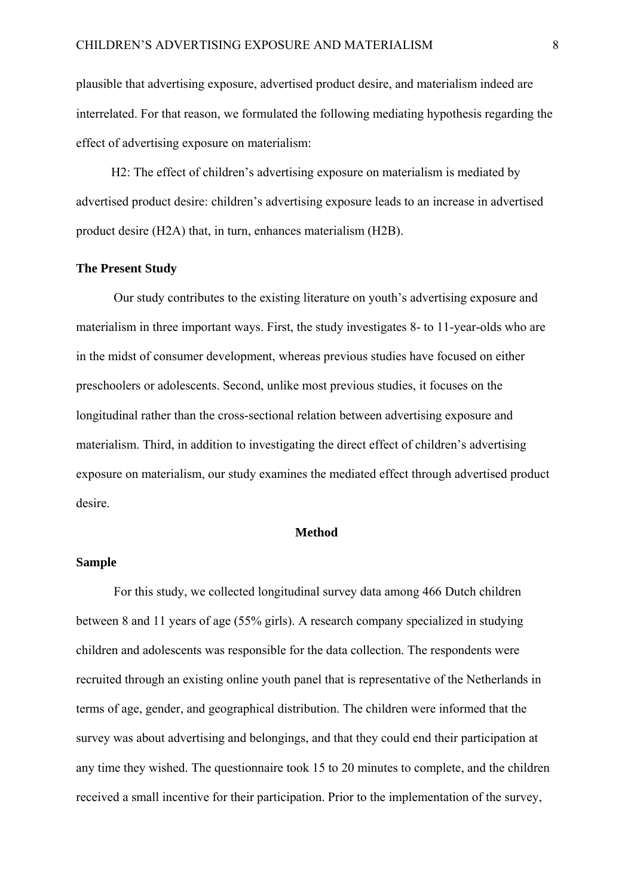plausible that advertising exposure, advertised product desire, and materialism indeed are interrelated. For that reason, we formulated the following mediating hypothesis regarding the effect of advertising exposure on materialism:

H2: The effect of children's advertising exposure on materialism is mediated by advertised product desire: children's advertising exposure leads to an increase in advertised product desire (H2A) that, in turn, enhances materialism (H2B).

**The Present Study**

Our study contributes to the existing literature on youth's advertising exposure and materialism in three important ways. First, the study investigates 8- to 11-year-olds who are in the midst of consumer development, whereas previous studies have focused on either preschoolers or adolescents. Second, unlike most previous studies, it focuses on the longitudinal rather than the cross-sectional relation between advertising exposure and materialism. Third, in addition to investigating the direct effect of children's advertising exposure on materialism, our study examines the mediated effect through advertised product desire.

## Method

**Sample**

For this study, we collected longitudinal survey data among 466 Dutch children between 8 and 11 years of age (55% girls). A research company specialized in studying children and adolescents was responsible for the data collection. The respondents were recruited through an existing online youth panel that is representative of the Netherlands in terms of age, gender, and geographical distribution. The children were informed that the survey was about advertising and belongings, and that they could end their participation at any time they wished. The questionnaire took 15 to 20 minutes to complete, and the children received a small incentive for their participation. Prior to the implementation of the survey,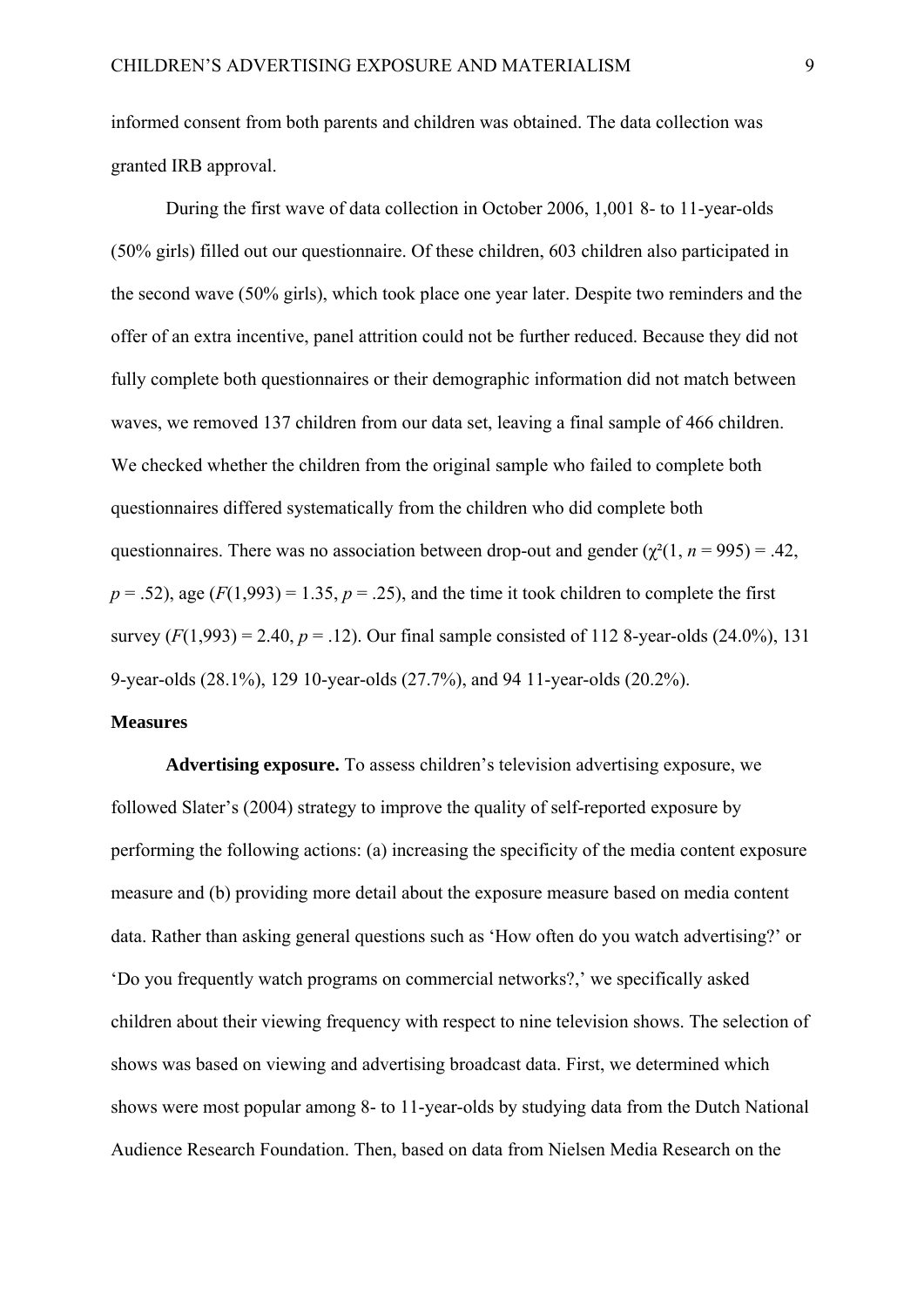informed consent from both parents and children was obtained. The data collection was granted IRB approval.

During the first wave of data collection in October 2006, 1,001 8- to 11-year-olds (50% girls) filled out our questionnaire. Of these children, 603 children also participated in the second wave (50% girls), which took place one year later. Despite two reminders and the offer of an extra incentive, panel attrition could not be further reduced. Because they did not fully complete both questionnaires or their demographic information did not match between waves, we removed 137 children from our data set, leaving a final sample of 466 children. We checked whether the children from the original sample who failed to complete both questionnaires differed systematically from the children who did complete both questionnaires. There was no association between drop-out and gender ($\chi^2(1, n = 995) = .42$, $p = .52$), age ($F(1,993) = 1.35$, $p = .25$), and the time it took children to complete the first survey ($F(1,993) = 2.40$, $p = .12$). Our final sample consisted of 112 8-year-olds (24.0%), 131 9-year-olds (28.1%), 129 10-year-olds (27.7%), and 94 11-year-olds (20.2%).

## Measures

**Advertising exposure.** To assess children's television advertising exposure, we followed Slater's (2004) strategy to improve the quality of self-reported exposure by performing the following actions: (a) increasing the specificity of the media content exposure measure and (b) providing more detail about the exposure measure based on media content data. Rather than asking general questions such as 'How often do you watch advertising?' or 'Do you frequently watch programs on commercial networks?,' we specifically asked children about their viewing frequency with respect to nine television shows. The selection of shows was based on viewing and advertising broadcast data. First, we determined which shows were most popular among 8- to 11-year-olds by studying data from the Dutch National Audience Research Foundation. Then, based on data from Nielsen Media Research on the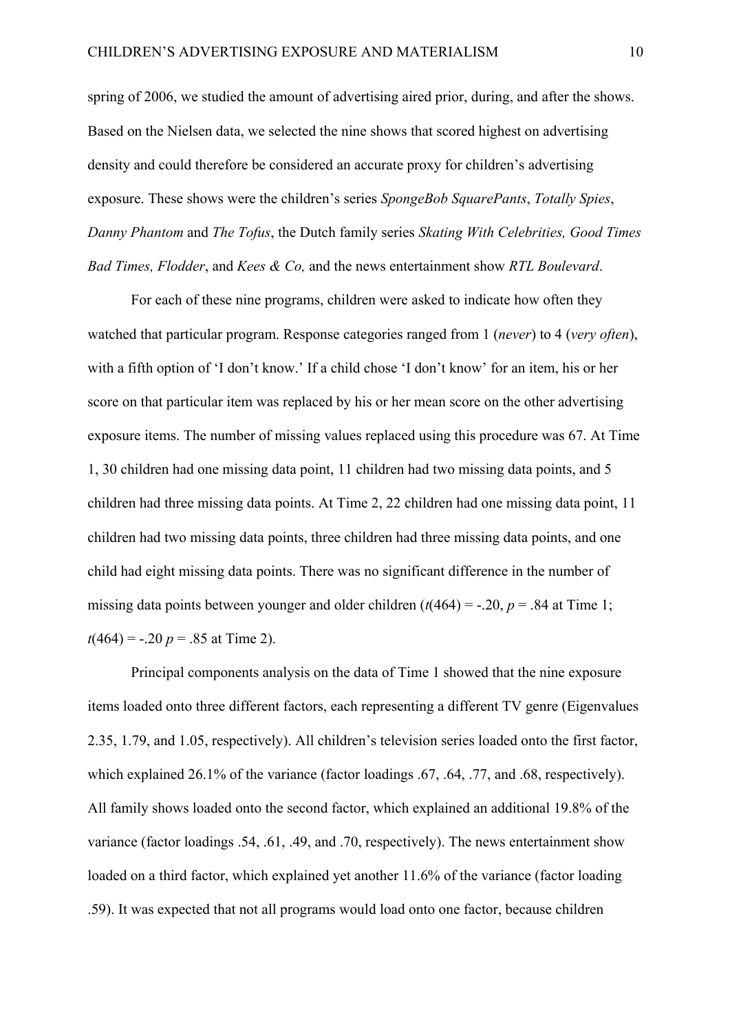spring of 2006, we studied the amount of advertising aired prior, during, and after the shows. Based on the Nielsen data, we selected the nine shows that scored highest on advertising density and could therefore be considered an accurate proxy for children's advertising exposure. These shows were the children's series *SpongeBob SquarePants*, *Totally Spies*, *Danny Phantom* and *The Tofus*, the Dutch family series *Skating With Celebrities, Good Times Bad Times, Flodder*, and *Kees & Co,* and the news entertainment show *RTL Boulevard*.

For each of these nine programs, children were asked to indicate how often they watched that particular program. Response categories ranged from 1 (*never*) to 4 (*very often*), with a fifth option of 'I don't know.' If a child chose 'I don't know' for an item, his or her score on that particular item was replaced by his or her mean score on the other advertising exposure items. The number of missing values replaced using this procedure was 67. At Time 1, 30 children had one missing data point, 11 children had two missing data points, and 5 children had three missing data points. At Time 2, 22 children had one missing data point, 11 children had two missing data points, three children had three missing data points, and one child had eight missing data points. There was no significant difference in the number of missing data points between younger and older children ($t(464) = -.20$, $p = .84$ at Time 1; $t(464) = -.20$ $p = .85$ at Time 2).

Principal components analysis on the data of Time 1 showed that the nine exposure items loaded onto three different factors, each representing a different TV genre (Eigenvalues 2.35, 1.79, and 1.05, respectively). All children's television series loaded onto the first factor, which explained 26.1% of the variance (factor loadings .67, .64, .77, and .68, respectively). All family shows loaded onto the second factor, which explained an additional 19.8% of the variance (factor loadings .54, .61, .49, and .70, respectively). The news entertainment show loaded on a third factor, which explained yet another 11.6% of the variance (factor loading .59). It was expected that not all programs would load onto one factor, because children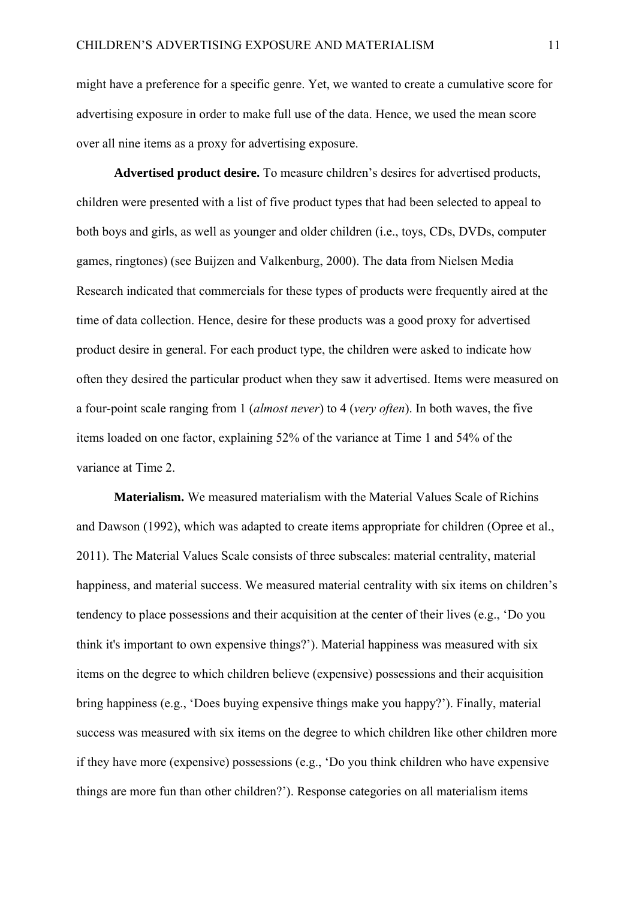might have a preference for a specific genre. Yet, we wanted to create a cumulative score for advertising exposure in order to make full use of the data. Hence, we used the mean score over all nine items as a proxy for advertising exposure.

**Advertised product desire.** To measure children's desires for advertised products, children were presented with a list of five product types that had been selected to appeal to both boys and girls, as well as younger and older children (i.e., toys, CDs, DVDs, computer games, ringtones) (see Buijzen and Valkenburg, 2000). The data from Nielsen Media Research indicated that commercials for these types of products were frequently aired at the time of data collection. Hence, desire for these products was a good proxy for advertised product desire in general. For each product type, the children were asked to indicate how often they desired the particular product when they saw it advertised. Items were measured on a four-point scale ranging from 1 (*almost never*) to 4 (*very often*). In both waves, the five items loaded on one factor, explaining 52% of the variance at Time 1 and 54% of the variance at Time 2.

**Materialism.** We measured materialism with the Material Values Scale of Richins and Dawson (1992), which was adapted to create items appropriate for children (Opree et al., 2011). The Material Values Scale consists of three subscales: material centrality, material happiness, and material success. We measured material centrality with six items on children's tendency to place possessions and their acquisition at the center of their lives (e.g., 'Do you think it's important to own expensive things?'). Material happiness was measured with six items on the degree to which children believe (expensive) possessions and their acquisition bring happiness (e.g., 'Does buying expensive things make you happy?'). Finally, material success was measured with six items on the degree to which children like other children more if they have more (expensive) possessions (e.g., 'Do you think children who have expensive things are more fun than other children?'). Response categories on all materialism items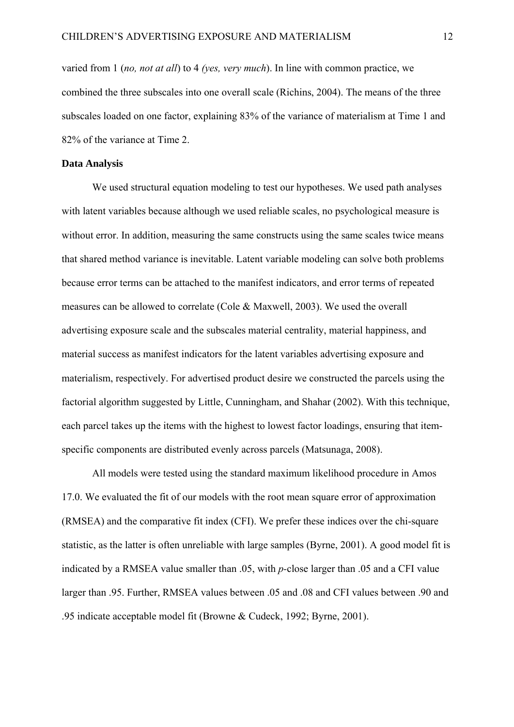varied from 1 (*no, not at all*) to 4 *(yes, very much*). In line with common practice, we combined the three subscales into one overall scale (Richins, 2004). The means of the three subscales loaded on one factor, explaining 83% of the variance of materialism at Time 1 and 82% of the variance at Time 2.

**Data Analysis**

We used structural equation modeling to test our hypotheses. We used path analyses with latent variables because although we used reliable scales, no psychological measure is without error. In addition, measuring the same constructs using the same scales twice means that shared method variance is inevitable. Latent variable modeling can solve both problems because error terms can be attached to the manifest indicators, and error terms of repeated measures can be allowed to correlate (Cole & Maxwell, 2003). We used the overall advertising exposure scale and the subscales material centrality, material happiness, and material success as manifest indicators for the latent variables advertising exposure and materialism, respectively. For advertised product desire we constructed the parcels using the factorial algorithm suggested by Little, Cunningham, and Shahar (2002). With this technique, each parcel takes up the items with the highest to lowest factor loadings, ensuring that item-specific components are distributed evenly across parcels (Matsunaga, 2008).

All models were tested using the standard maximum likelihood procedure in Amos 17.0. We evaluated the fit of our models with the root mean square error of approximation (RMSEA) and the comparative fit index (CFI). We prefer these indices over the chi-square statistic, as the latter is often unreliable with large samples (Byrne, 2001). A good model fit is indicated by a RMSEA value smaller than .05, with *p*-close larger than .05 and a CFI value larger than .95. Further, RMSEA values between .05 and .08 and CFI values between .90 and .95 indicate acceptable model fit (Browne & Cudeck, 1992; Byrne, 2001).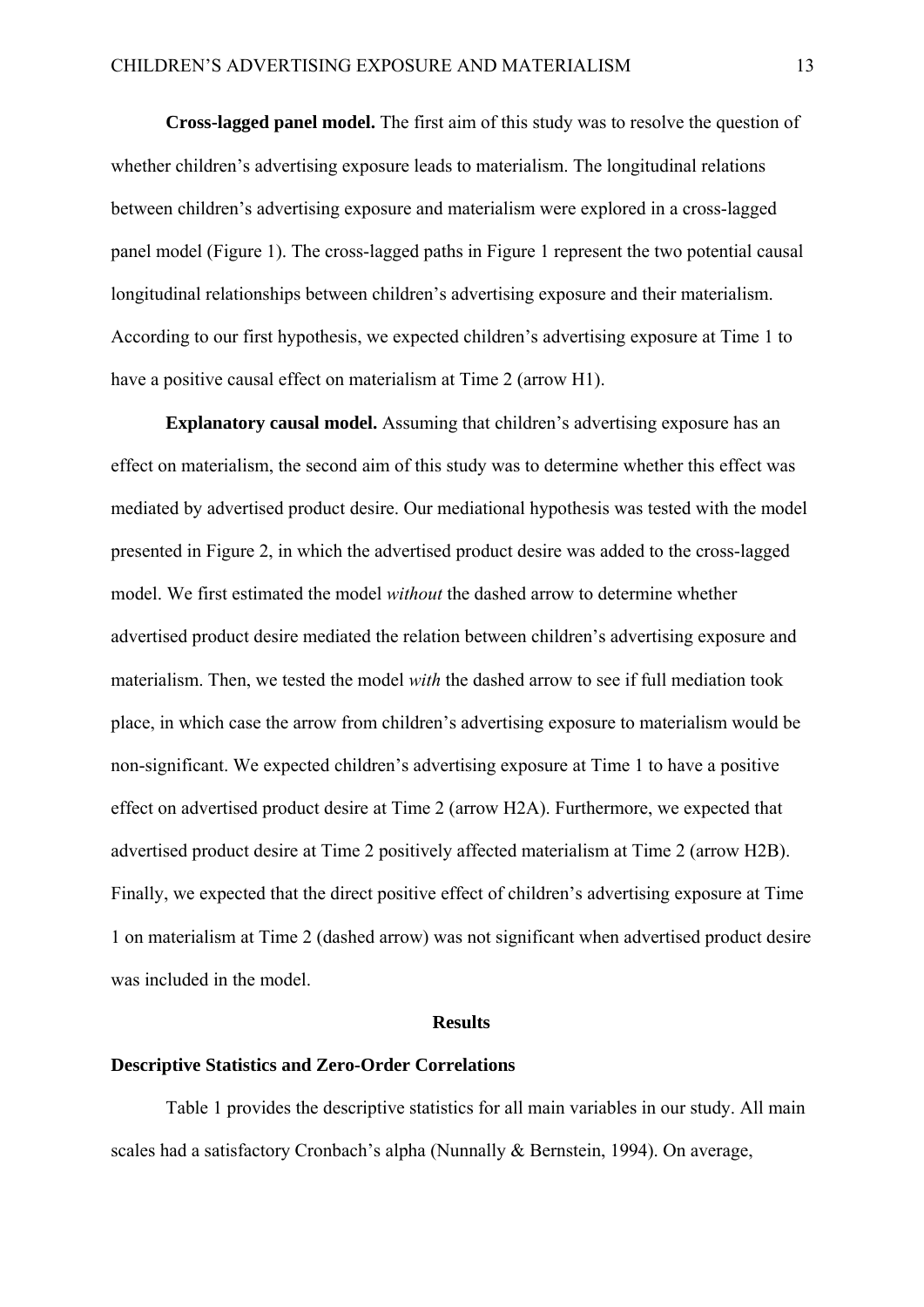**Cross-lagged panel model.** The first aim of this study was to resolve the question of whether children's advertising exposure leads to materialism. The longitudinal relations between children's advertising exposure and materialism were explored in a cross-lagged panel model (Figure 1). The cross-lagged paths in Figure 1 represent the two potential causal longitudinal relationships between children's advertising exposure and their materialism. According to our first hypothesis, we expected children's advertising exposure at Time 1 to have a positive causal effect on materialism at Time 2 (arrow H1).

**Explanatory causal model.** Assuming that children's advertising exposure has an effect on materialism, the second aim of this study was to determine whether this effect was mediated by advertised product desire. Our mediational hypothesis was tested with the model presented in Figure 2, in which the advertised product desire was added to the cross-lagged model. We first estimated the model *without* the dashed arrow to determine whether advertised product desire mediated the relation between children's advertising exposure and materialism. Then, we tested the model *with* the dashed arrow to see if full mediation took place, in which case the arrow from children's advertising exposure to materialism would be non-significant. We expected children's advertising exposure at Time 1 to have a positive effect on advertised product desire at Time 2 (arrow H2A). Furthermore, we expected that advertised product desire at Time 2 positively affected materialism at Time 2 (arrow H2B). Finally, we expected that the direct positive effect of children's advertising exposure at Time 1 on materialism at Time 2 (dashed arrow) was not significant when advertised product desire was included in the model.

## Results

### Descriptive Statistics and Zero-Order Correlations

Table 1 provides the descriptive statistics for all main variables in our study. All main scales had a satisfactory Cronbach's alpha (Nunnally & Bernstein, 1994). On average,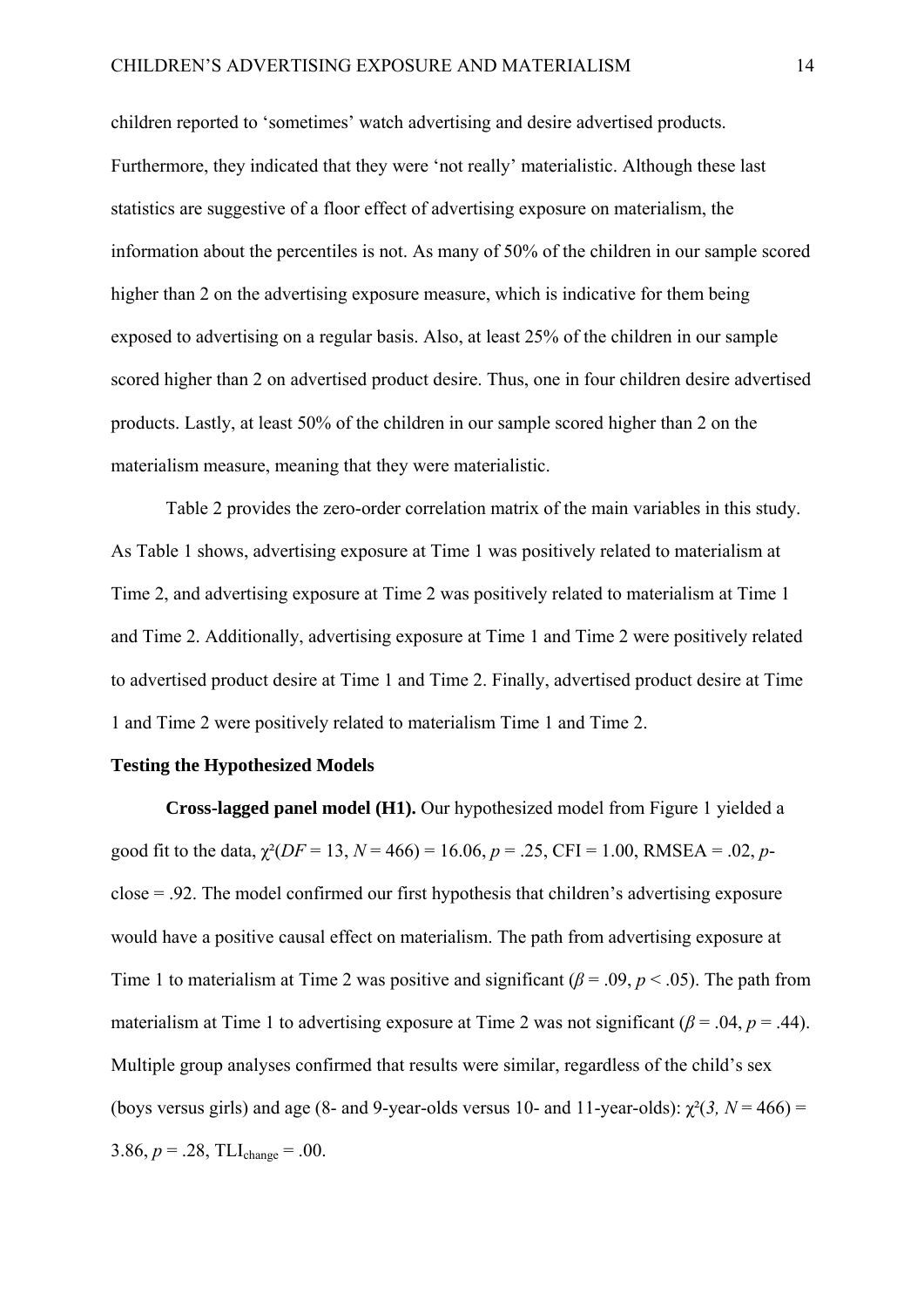children reported to 'sometimes' watch advertising and desire advertised products. Furthermore, they indicated that they were 'not really' materialistic. Although these last statistics are suggestive of a floor effect of advertising exposure on materialism, the information about the percentiles is not. As many of 50% of the children in our sample scored higher than 2 on the advertising exposure measure, which is indicative for them being exposed to advertising on a regular basis. Also, at least 25% of the children in our sample scored higher than 2 on advertised product desire. Thus, one in four children desire advertised products. Lastly, at least 50% of the children in our sample scored higher than 2 on the materialism measure, meaning that they were materialistic.

Table 2 provides the zero-order correlation matrix of the main variables in this study. As Table 1 shows, advertising exposure at Time 1 was positively related to materialism at Time 2, and advertising exposure at Time 2 was positively related to materialism at Time 1 and Time 2. Additionally, advertising exposure at Time 1 and Time 2 were positively related to advertised product desire at Time 1 and Time 2. Finally, advertised product desire at Time 1 and Time 2 were positively related to materialism Time 1 and Time 2.

**Testing the Hypothesized Models**

**Cross-lagged panel model (H1).** Our hypothesized model from Figure 1 yielded a good fit to the data, $\chi^2(DF = 13, N = 466) = 16.06$, $p = .25$, CFI = 1.00, RMSEA = .02, *p*-close = .92. The model confirmed our first hypothesis that children's advertising exposure would have a positive causal effect on materialism. The path from advertising exposure at Time 1 to materialism at Time 2 was positive and significant ($\beta = .09$, $p < .05$). The path from materialism at Time 1 to advertising exposure at Time 2 was not significant ($\beta = .04$, $p = .44$). Multiple group analyses confirmed that results were similar, regardless of the child's sex (boys versus girls) and age (8- and 9-year-olds versus 10- and 11-year-olds): $\chi^2(3, N = 466) = 3.86$, $p = .28$, $TLI_{change} = .00$.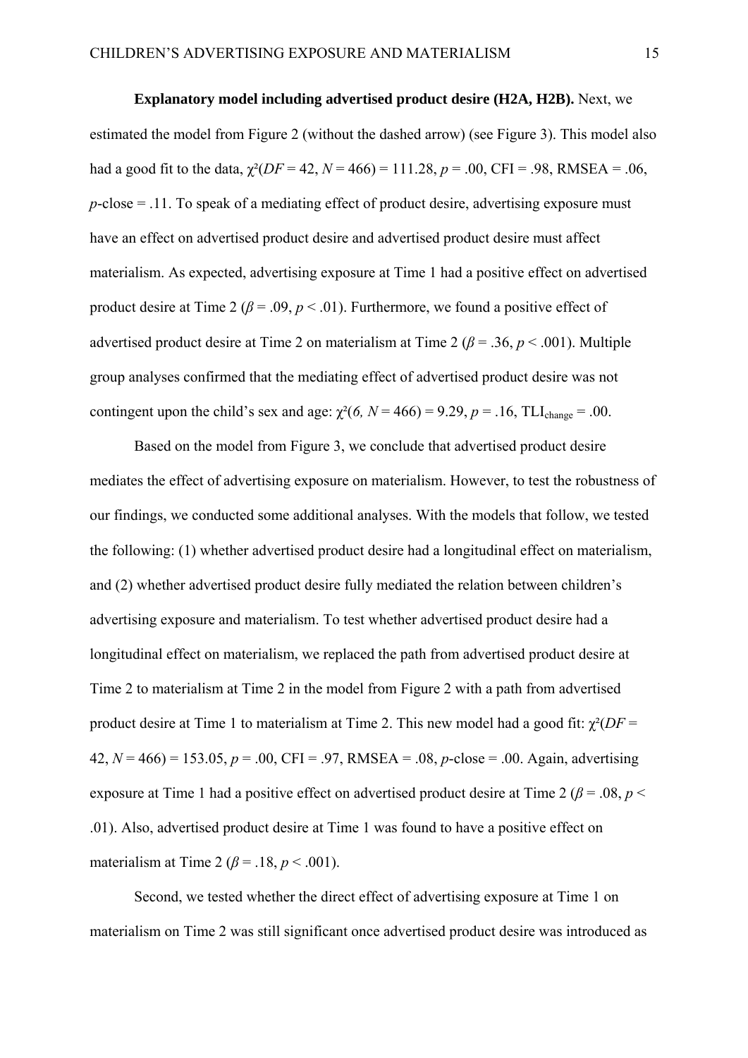**Explanatory model including advertised product desire (H2A, H2B).** Next, we estimated the model from Figure 2 (without the dashed arrow) (see Figure 3). This model also had a good fit to the data, $\chi^2(DF = 42, N = 466) = 111.28$, $p = .00$, CFI = .98, RMSEA = .06, *p*-close = .11. To speak of a mediating effect of product desire, advertising exposure must have an effect on advertised product desire and advertised product desire must affect materialism. As expected, advertising exposure at Time 1 had a positive effect on advertised product desire at Time 2 ($\beta = .09$, $p < .01$). Furthermore, we found a positive effect of advertised product desire at Time 2 on materialism at Time 2 ($\beta = .36$, $p < .001$). Multiple group analyses confirmed that the mediating effect of advertised product desire was not contingent upon the child's sex and age: $\chi^2(6, N = 466) = 9.29$, $p = .16$, $TLI_{change} = .00$.

Based on the model from Figure 3, we conclude that advertised product desire mediates the effect of advertising exposure on materialism. However, to test the robustness of our findings, we conducted some additional analyses. With the models that follow, we tested the following: (1) whether advertised product desire had a longitudinal effect on materialism, and (2) whether advertised product desire fully mediated the relation between children's advertising exposure and materialism. To test whether advertised product desire had a longitudinal effect on materialism, we replaced the path from advertised product desire at Time 2 to materialism at Time 2 in the model from Figure 2 with a path from advertised product desire at Time 1 to materialism at Time 2. This new model had a good fit: $\chi^2(DF = 42, N = 466) = 153.05$, $p = .00$, CFI = .97, RMSEA = .08, *p*-close = .00. Again, advertising exposure at Time 1 had a positive effect on advertised product desire at Time 2 ($\beta = .08$, $p < .01$). Also, advertised product desire at Time 1 was found to have a positive effect on materialism at Time 2 ($\beta = .18$, $p < .001$).

Second, we tested whether the direct effect of advertising exposure at Time 1 on materialism on Time 2 was still significant once advertised product desire was introduced as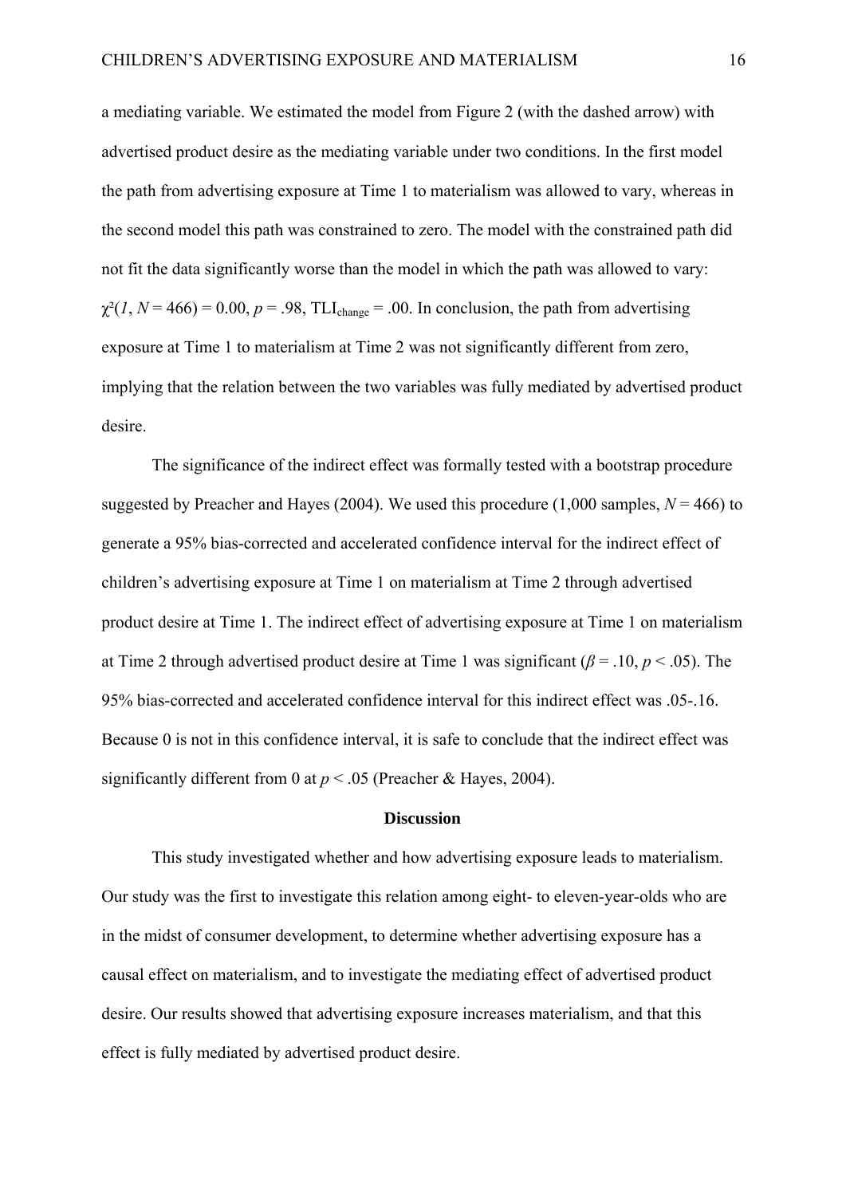a mediating variable. We estimated the model from Figure 2 (with the dashed arrow) with advertised product desire as the mediating variable under two conditions. In the first model the path from advertising exposure at Time 1 to materialism was allowed to vary, whereas in the second model this path was constrained to zero. The model with the constrained path did not fit the data significantly worse than the model in which the path was allowed to vary: $\chi^2(1, N = 466) = 0.00$, $p = .98$, $TLI_{change} = .00$. In conclusion, the path from advertising exposure at Time 1 to materialism at Time 2 was not significantly different from zero, implying that the relation between the two variables was fully mediated by advertised product desire.

The significance of the indirect effect was formally tested with a bootstrap procedure suggested by Preacher and Hayes (2004). We used this procedure (1,000 samples, $N = 466$) to generate a 95% bias-corrected and accelerated confidence interval for the indirect effect of children's advertising exposure at Time 1 on materialism at Time 2 through advertised product desire at Time 1. The indirect effect of advertising exposure at Time 1 on materialism at Time 2 through advertised product desire at Time 1 was significant ($\beta = .10$, $p < .05$). The 95% bias-corrected and accelerated confidence interval for this indirect effect was .05-.16. Because 0 is not in this confidence interval, it is safe to conclude that the indirect effect was significantly different from 0 at $p < .05$ (Preacher & Hayes, 2004).

## Discussion

This study investigated whether and how advertising exposure leads to materialism. Our study was the first to investigate this relation among eight- to eleven-year-olds who are in the midst of consumer development, to determine whether advertising exposure has a causal effect on materialism, and to investigate the mediating effect of advertised product desire. Our results showed that advertising exposure increases materialism, and that this effect is fully mediated by advertised product desire.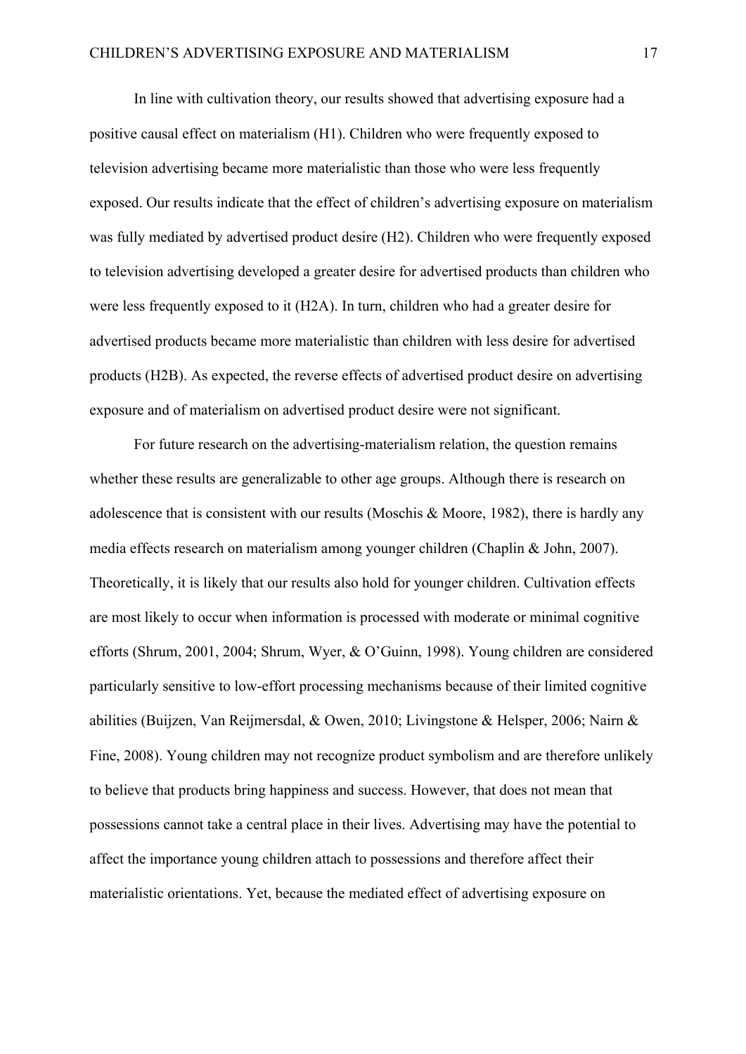In line with cultivation theory, our results showed that advertising exposure had a positive causal effect on materialism (H1). Children who were frequently exposed to television advertising became more materialistic than those who were less frequently exposed. Our results indicate that the effect of children's advertising exposure on materialism was fully mediated by advertised product desire (H2). Children who were frequently exposed to television advertising developed a greater desire for advertised products than children who were less frequently exposed to it (H2A). In turn, children who had a greater desire for advertised products became more materialistic than children with less desire for advertised products (H2B). As expected, the reverse effects of advertised product desire on advertising exposure and of materialism on advertised product desire were not significant.

For future research on the advertising-materialism relation, the question remains whether these results are generalizable to other age groups. Although there is research on adolescence that is consistent with our results (Moschis & Moore, 1982), there is hardly any media effects research on materialism among younger children (Chaplin & John, 2007). Theoretically, it is likely that our results also hold for younger children. Cultivation effects are most likely to occur when information is processed with moderate or minimal cognitive efforts (Shrum, 2001, 2004; Shrum, Wyer, & O'Guinn, 1998). Young children are considered particularly sensitive to low-effort processing mechanisms because of their limited cognitive abilities (Buijzen, Van Reijmersdal, & Owen, 2010; Livingstone & Helsper, 2006; Nairn & Fine, 2008). Young children may not recognize product symbolism and are therefore unlikely to believe that products bring happiness and success. However, that does not mean that possessions cannot take a central place in their lives. Advertising may have the potential to affect the importance young children attach to possessions and therefore affect their materialistic orientations. Yet, because the mediated effect of advertising exposure on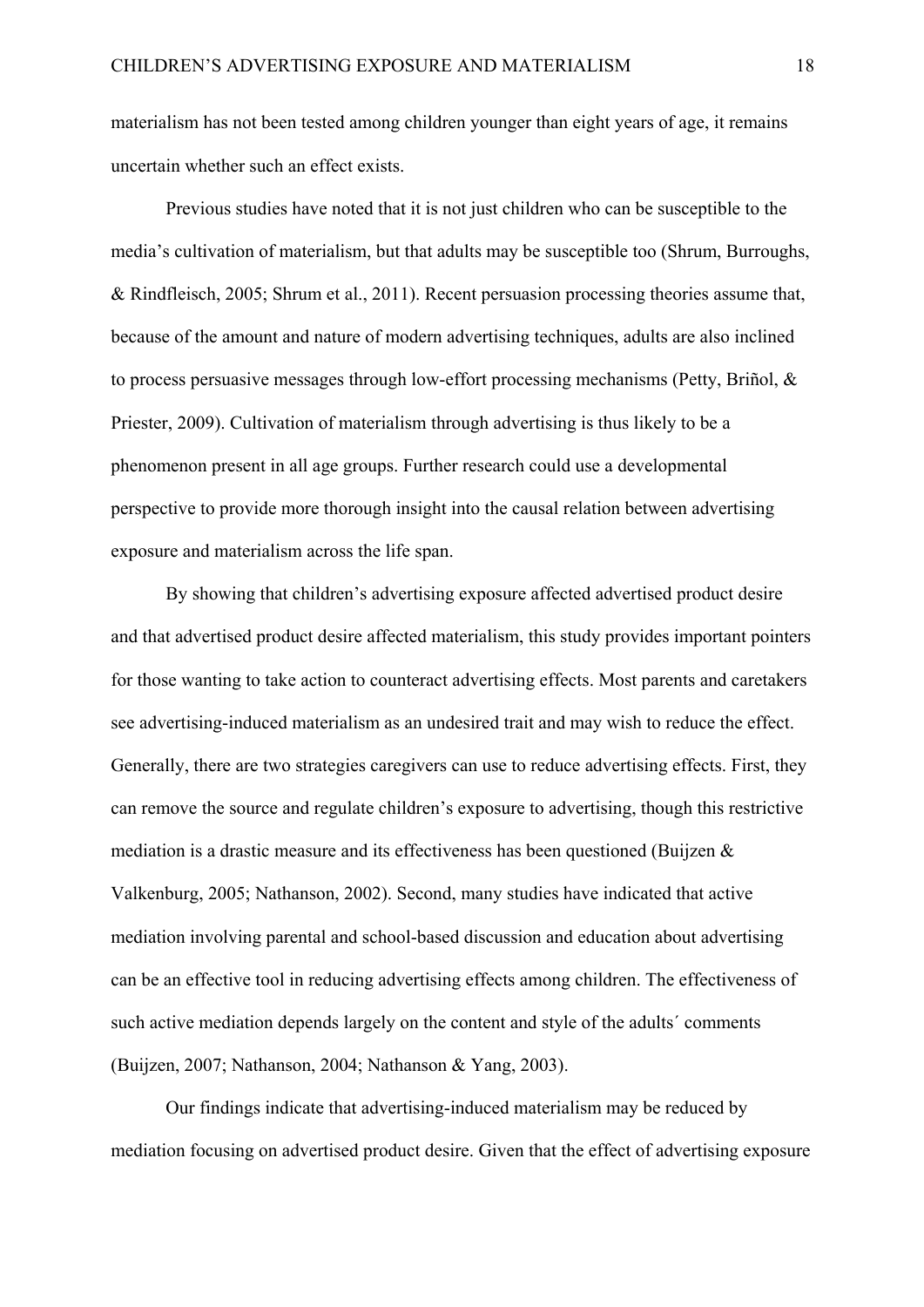materialism has not been tested among children younger than eight years of age, it remains uncertain whether such an effect exists.

Previous studies have noted that it is not just children who can be susceptible to the media's cultivation of materialism, but that adults may be susceptible too (Shrum, Burroughs, & Rindfleisch, 2005; Shrum et al., 2011). Recent persuasion processing theories assume that, because of the amount and nature of modern advertising techniques, adults are also inclined to process persuasive messages through low-effort processing mechanisms (Petty, Briñol, & Priester, 2009). Cultivation of materialism through advertising is thus likely to be a phenomenon present in all age groups. Further research could use a developmental perspective to provide more thorough insight into the causal relation between advertising exposure and materialism across the life span.

By showing that children's advertising exposure affected advertised product desire and that advertised product desire affected materialism, this study provides important pointers for those wanting to take action to counteract advertising effects. Most parents and caretakers see advertising-induced materialism as an undesired trait and may wish to reduce the effect. Generally, there are two strategies caregivers can use to reduce advertising effects. First, they can remove the source and regulate children's exposure to advertising, though this restrictive mediation is a drastic measure and its effectiveness has been questioned (Buijzen & Valkenburg, 2005; Nathanson, 2002). Second, many studies have indicated that active mediation involving parental and school-based discussion and education about advertising can be an effective tool in reducing advertising effects among children. The effectiveness of such active mediation depends largely on the content and style of the adults´ comments (Buijzen, 2007; Nathanson, 2004; Nathanson & Yang, 2003).

Our findings indicate that advertising-induced materialism may be reduced by mediation focusing on advertised product desire. Given that the effect of advertising exposure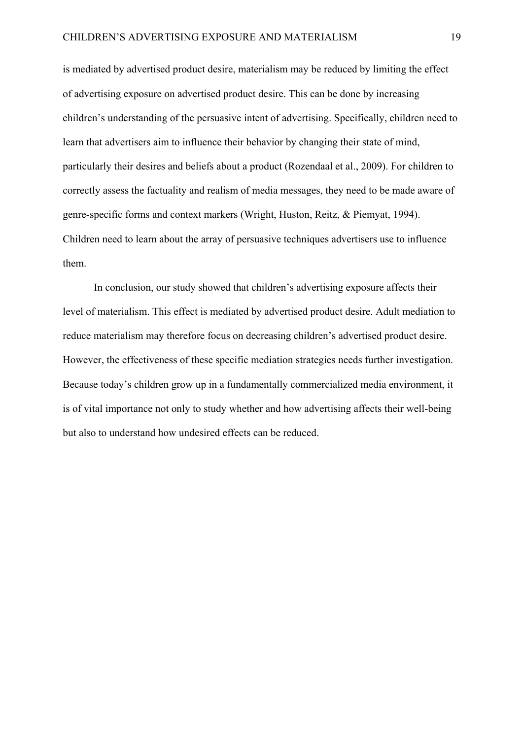is mediated by advertised product desire, materialism may be reduced by limiting the effect of advertising exposure on advertised product desire. This can be done by increasing children's understanding of the persuasive intent of advertising. Specifically, children need to learn that advertisers aim to influence their behavior by changing their state of mind, particularly their desires and beliefs about a product (Rozendaal et al., 2009). For children to correctly assess the factuality and realism of media messages, they need to be made aware of genre-specific forms and context markers (Wright, Huston, Reitz, & Piemyat, 1994). Children need to learn about the array of persuasive techniques advertisers use to influence them.

In conclusion, our study showed that children's advertising exposure affects their level of materialism. This effect is mediated by advertised product desire. Adult mediation to reduce materialism may therefore focus on decreasing children's advertised product desire. However, the effectiveness of these specific mediation strategies needs further investigation. Because today's children grow up in a fundamentally commercialized media environment, it is of vital importance not only to study whether and how advertising affects their well-being but also to understand how undesired effects can be reduced.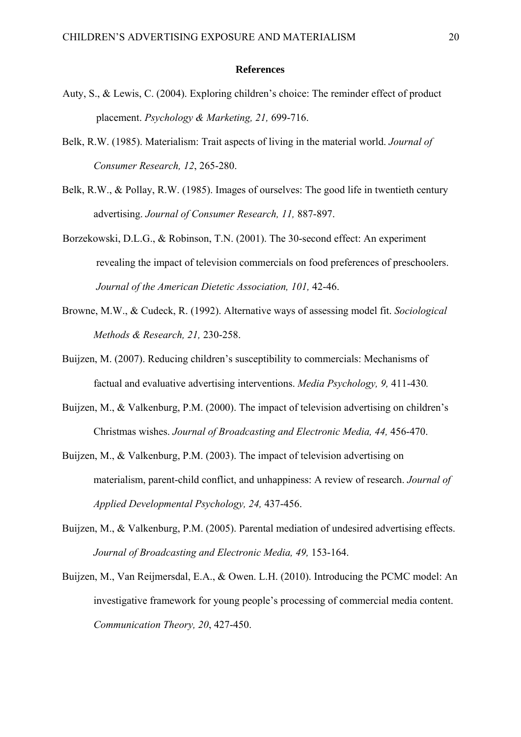## References

Auty, S., & Lewis, C. (2004). Exploring children's choice: The reminder effect of product placement. *Psychology & Marketing, 21,* 699-716.

Belk, R.W. (1985). Materialism: Trait aspects of living in the material world. *Journal of Consumer Research, 12*, 265-280.

Belk, R.W., & Pollay, R.W. (1985). Images of ourselves: The good life in twentieth century advertising. *Journal of Consumer Research, 11,* 887-897.

Borzekowski, D.L.G., & Robinson, T.N. (2001). The 30-second effect: An experiment revealing the impact of television commercials on food preferences of preschoolers. *Journal of the American Dietetic Association, 101,* 42-46.

Browne, M.W., & Cudeck, R. (1992). Alternative ways of assessing model fit. *Sociological Methods & Research, 21,* 230-258.

Buijzen, M. (2007). Reducing children's susceptibility to commercials: Mechanisms of factual and evaluative advertising interventions. *Media Psychology, 9,* 411-430.

Buijzen, M., & Valkenburg, P.M. (2000). The impact of television advertising on children's Christmas wishes. *Journal of Broadcasting and Electronic Media, 44,* 456-470.

Buijzen, M., & Valkenburg, P.M. (2003). The impact of television advertising on materialism, parent-child conflict, and unhappiness: A review of research. *Journal of Applied Developmental Psychology, 24,* 437-456.

Buijzen, M., & Valkenburg, P.M. (2005). Parental mediation of undesired advertising effects. *Journal of Broadcasting and Electronic Media, 49,* 153-164.

Buijzen, M., Van Reijmersdal, E.A., & Owen. L.H. (2010). Introducing the PCMC model: An investigative framework for young people's processing of commercial media content. *Communication Theory, 20*, 427-450.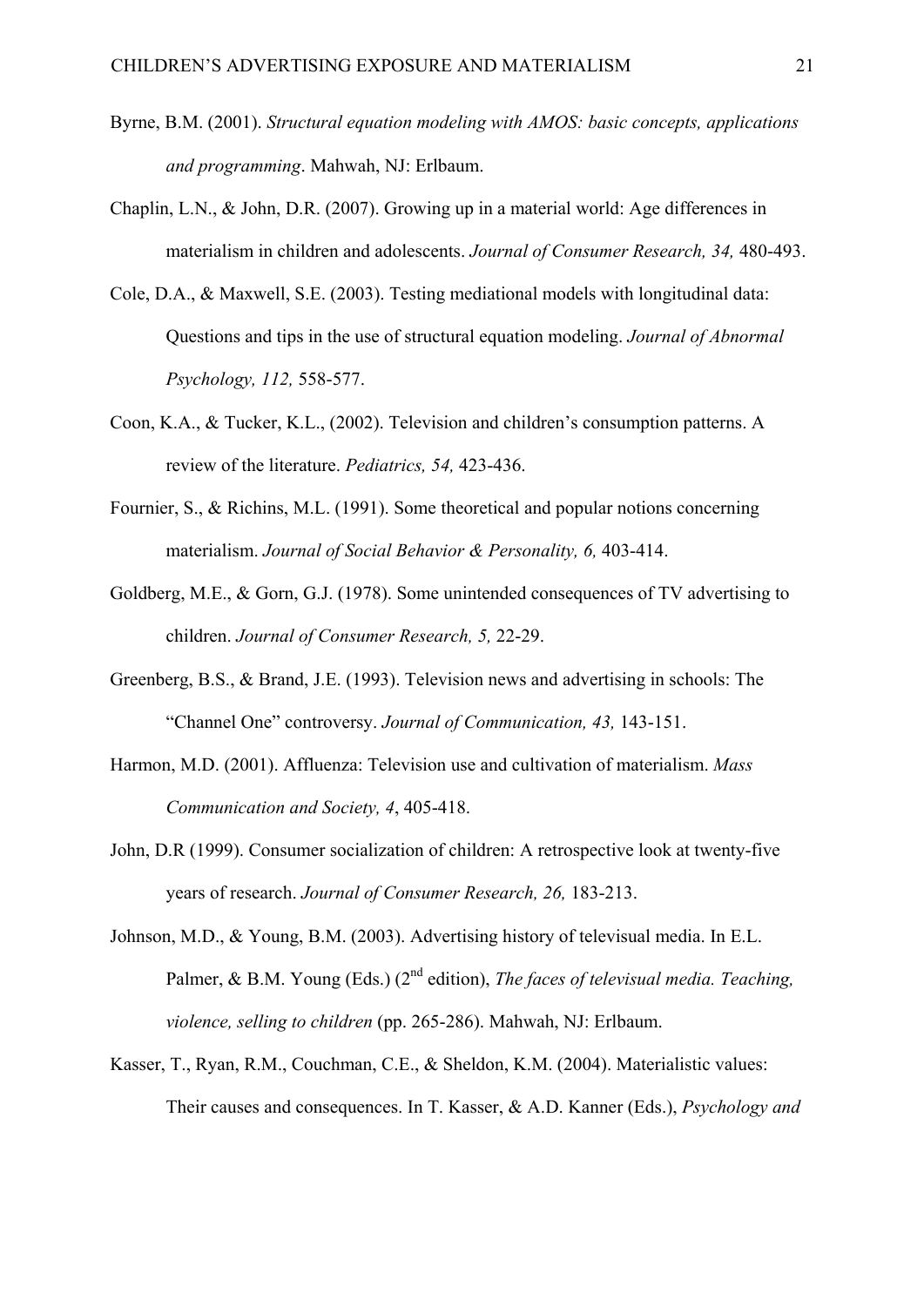Byrne, B.M. (2001). *Structural equation modeling with AMOS: basic concepts, applications and programming*. Mahwah, NJ: Erlbaum.

Chaplin, L.N., & John, D.R. (2007). Growing up in a material world: Age differences in materialism in children and adolescents. *Journal of Consumer Research, 34,* 480-493.

Cole, D.A., & Maxwell, S.E. (2003). Testing mediational models with longitudinal data: Questions and tips in the use of structural equation modeling. *Journal of Abnormal Psychology, 112,* 558-577.

Coon, K.A., & Tucker, K.L., (2002). Television and children's consumption patterns. A review of the literature. *Pediatrics, 54,* 423-436.

Fournier, S., & Richins, M.L. (1991). Some theoretical and popular notions concerning materialism. *Journal of Social Behavior & Personality, 6,* 403-414.

Goldberg, M.E., & Gorn, G.J. (1978). Some unintended consequences of TV advertising to children. *Journal of Consumer Research, 5,* 22-29.

Greenberg, B.S., & Brand, J.E. (1993). Television news and advertising in schools: The "Channel One" controversy. *Journal of Communication, 43,* 143-151.

Harmon, M.D. (2001). Affluenza: Television use and cultivation of materialism. *Mass Communication and Society, 4*, 405-418.

John, D.R (1999). Consumer socialization of children: A retrospective look at twenty-five years of research. *Journal of Consumer Research, 26,* 183-213.

Johnson, M.D., & Young, B.M. (2003). Advertising history of televisual media. In E.L. Palmer, & B.M. Young (Eds.) (2nd edition), *The faces of televisual media. Teaching, violence, selling to children* (pp. 265-286). Mahwah, NJ: Erlbaum.

Kasser, T., Ryan, R.M., Couchman, C.E., & Sheldon, K.M. (2004). Materialistic values: Their causes and consequences. In T. Kasser, & A.D. Kanner (Eds.), *Psychology and*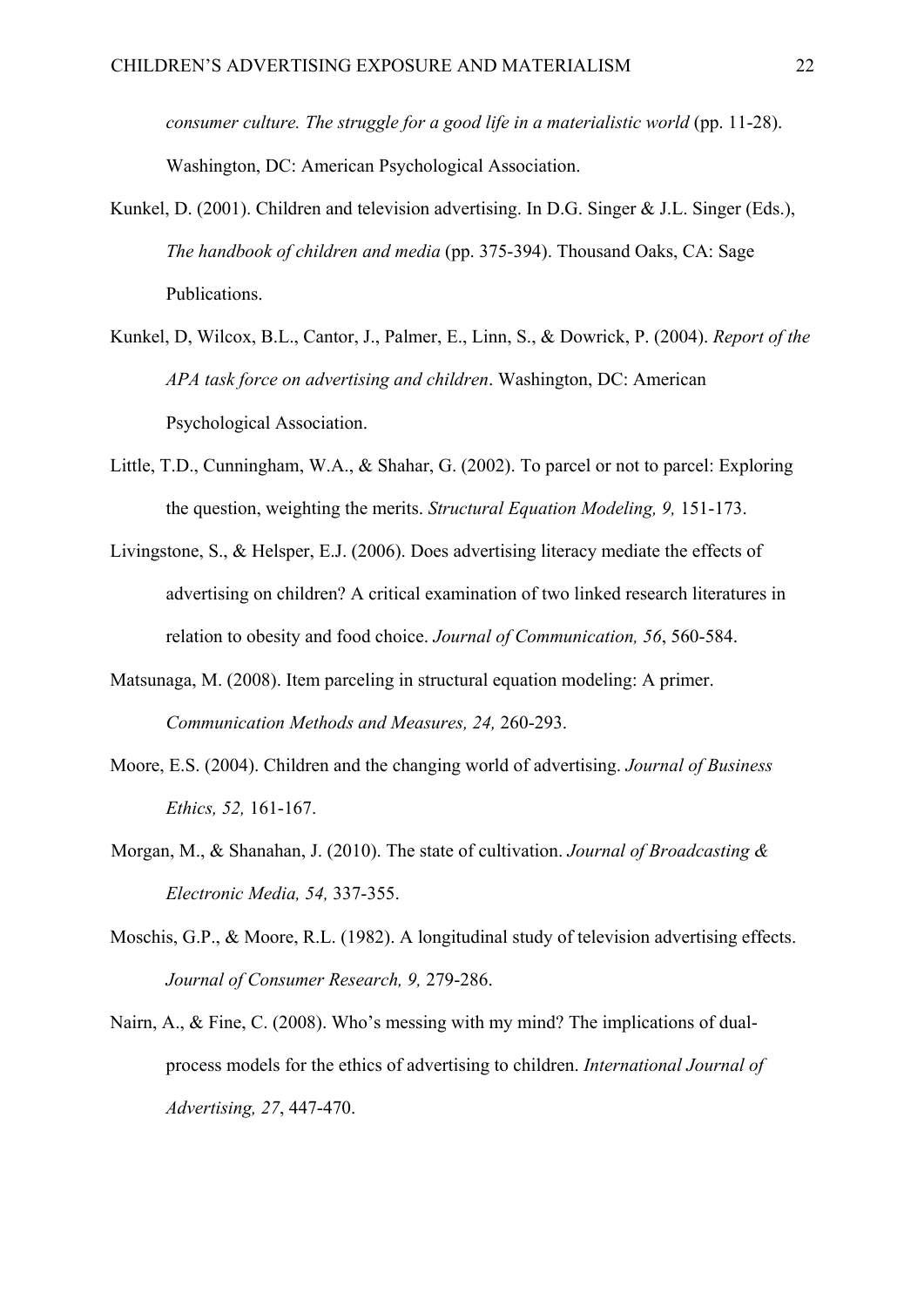*consumer culture. The struggle for a good life in a materialistic world* (pp. 11-28). Washington, DC: American Psychological Association.

Kunkel, D. (2001). Children and television advertising. In D.G. Singer & J.L. Singer (Eds.), *The handbook of children and media* (pp. 375-394). Thousand Oaks, CA: Sage Publications.

Kunkel, D, Wilcox, B.L., Cantor, J., Palmer, E., Linn, S., & Dowrick, P. (2004). *Report of the APA task force on advertising and children*. Washington, DC: American Psychological Association.

Little, T.D., Cunningham, W.A., & Shahar, G. (2002). To parcel or not to parcel: Exploring the question, weighting the merits. *Structural Equation Modeling, 9,* 151-173.

Livingstone, S., & Helsper, E.J. (2006). Does advertising literacy mediate the effects of advertising on children? A critical examination of two linked research literatures in relation to obesity and food choice. *Journal of Communication, 56*, 560-584.

Matsunaga, M. (2008). Item parceling in structural equation modeling: A primer. *Communication Methods and Measures, 24,* 260-293.

Moore, E.S. (2004). Children and the changing world of advertising. *Journal of Business Ethics, 52,* 161-167.

Morgan, M., & Shanahan, J. (2010). The state of cultivation. *Journal of Broadcasting & Electronic Media, 54,* 337-355.

Moschis, G.P., & Moore, R.L. (1982). A longitudinal study of television advertising effects. *Journal of Consumer Research, 9,* 279-286.

Nairn, A., & Fine, C. (2008). Who's messing with my mind? The implications of dual-process models for the ethics of advertising to children. *International Journal of Advertising, 27*, 447-470.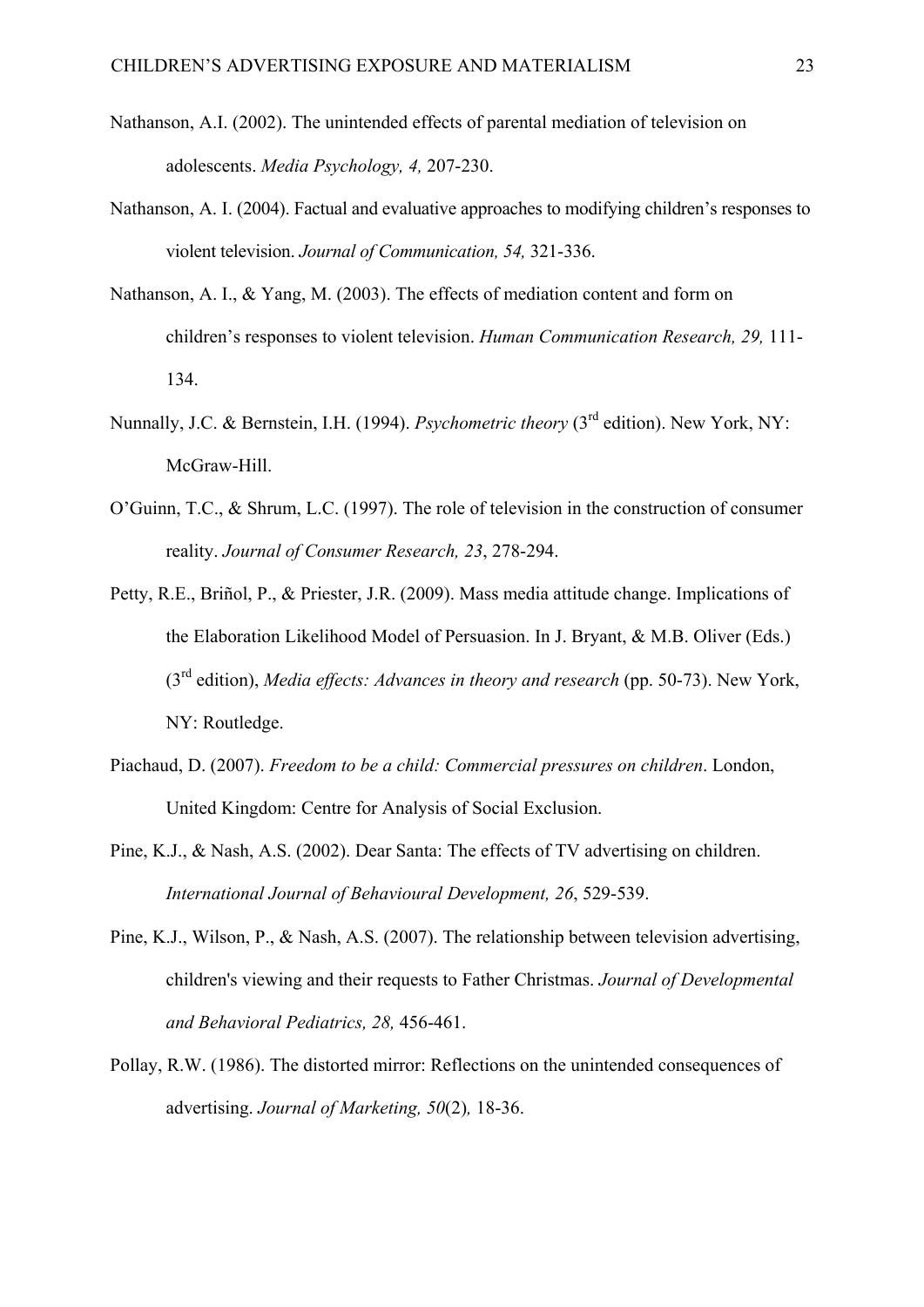Nathanson, A.I. (2002). The unintended effects of parental mediation of television on adolescents. *Media Psychology, 4,* 207-230.

Nathanson, A. I. (2004). Factual and evaluative approaches to modifying children's responses to violent television. *Journal of Communication, 54,* 321-336.

Nathanson, A. I., & Yang, M. (2003). The effects of mediation content and form on children's responses to violent television. *Human Communication Research, 29,* 111-134.

Nunnally, J.C. & Bernstein, I.H. (1994). *Psychometric theory* (3rd edition). New York, NY: McGraw-Hill.

O'Guinn, T.C., & Shrum, L.C. (1997). The role of television in the construction of consumer reality. *Journal of Consumer Research, 23*, 278-294.

Petty, R.E., Briñol, P., & Priester, J.R. (2009). Mass media attitude change. Implications of the Elaboration Likelihood Model of Persuasion. In J. Bryant, & M.B. Oliver (Eds.) (3rd edition), *Media effects: Advances in theory and research* (pp. 50-73). New York, NY: Routledge.

Piachaud, D. (2007). *Freedom to be a child: Commercial pressures on children*. London, United Kingdom: Centre for Analysis of Social Exclusion.

Pine, K.J., & Nash, A.S. (2002). Dear Santa: The effects of TV advertising on children. *International Journal of Behavioural Development, 26*, 529-539.

Pine, K.J., Wilson, P., & Nash, A.S. (2007). The relationship between television advertising, children's viewing and their requests to Father Christmas. *Journal of Developmental and Behavioral Pediatrics, 28,* 456-461.

Pollay, R.W. (1986). The distorted mirror: Reflections on the unintended consequences of advertising. *Journal of Marketing, 50*(2)*,* 18-36.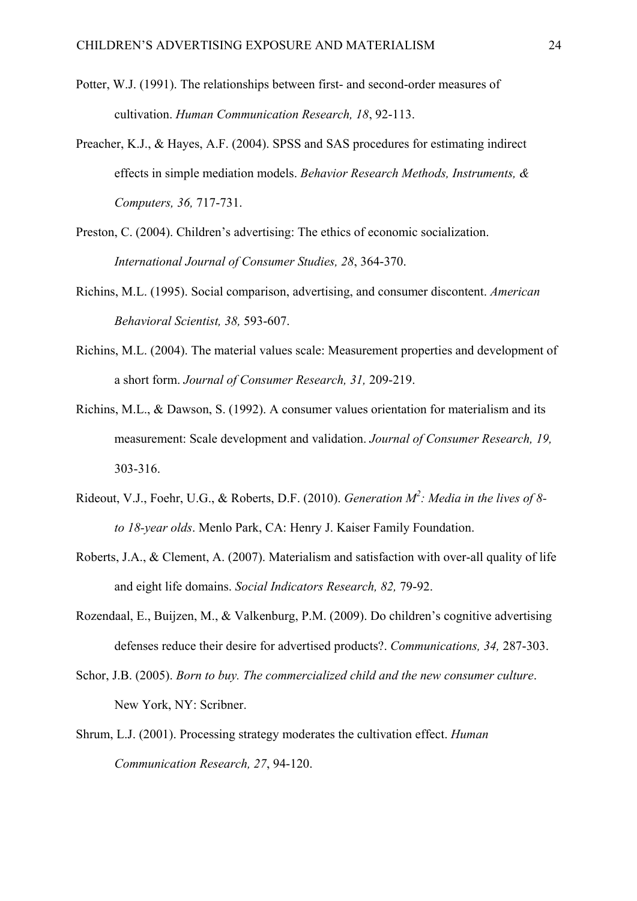Potter, W.J. (1991). The relationships between first- and second-order measures of cultivation. *Human Communication Research, 18*, 92-113.

Preacher, K.J., & Hayes, A.F. (2004). SPSS and SAS procedures for estimating indirect effects in simple mediation models. *Behavior Research Methods, Instruments, & Computers, 36,* 717-731.

Preston, C. (2004). Children's advertising: The ethics of economic socialization. *International Journal of Consumer Studies, 28*, 364-370.

Richins, M.L. (1995). Social comparison, advertising, and consumer discontent. *American Behavioral Scientist, 38,* 593-607.

Richins, M.L. (2004). The material values scale: Measurement properties and development of a short form. *Journal of Consumer Research, 31,* 209-219.

Richins, M.L., & Dawson, S. (1992). A consumer values orientation for materialism and its measurement: Scale development and validation. *Journal of Consumer Research, 19,* 303-316.

Rideout, V.J., Foehr, U.G., & Roberts, D.F. (2010). *Generation $M^2$: Media in the lives of 8- to 18-year olds*. Menlo Park, CA: Henry J. Kaiser Family Foundation.

Roberts, J.A., & Clement, A. (2007). Materialism and satisfaction with over-all quality of life and eight life domains. *Social Indicators Research, 82,* 79-92.

Rozendaal, E., Buijzen, M., & Valkenburg, P.M. (2009). Do children's cognitive advertising defenses reduce their desire for advertised products?. *Communications, 34,* 287-303.

Schor, J.B. (2005). *Born to buy. The commercialized child and the new consumer culture*. New York, NY: Scribner.

Shrum, L.J. (2001). Processing strategy moderates the cultivation effect. *Human Communication Research, 27*, 94-120.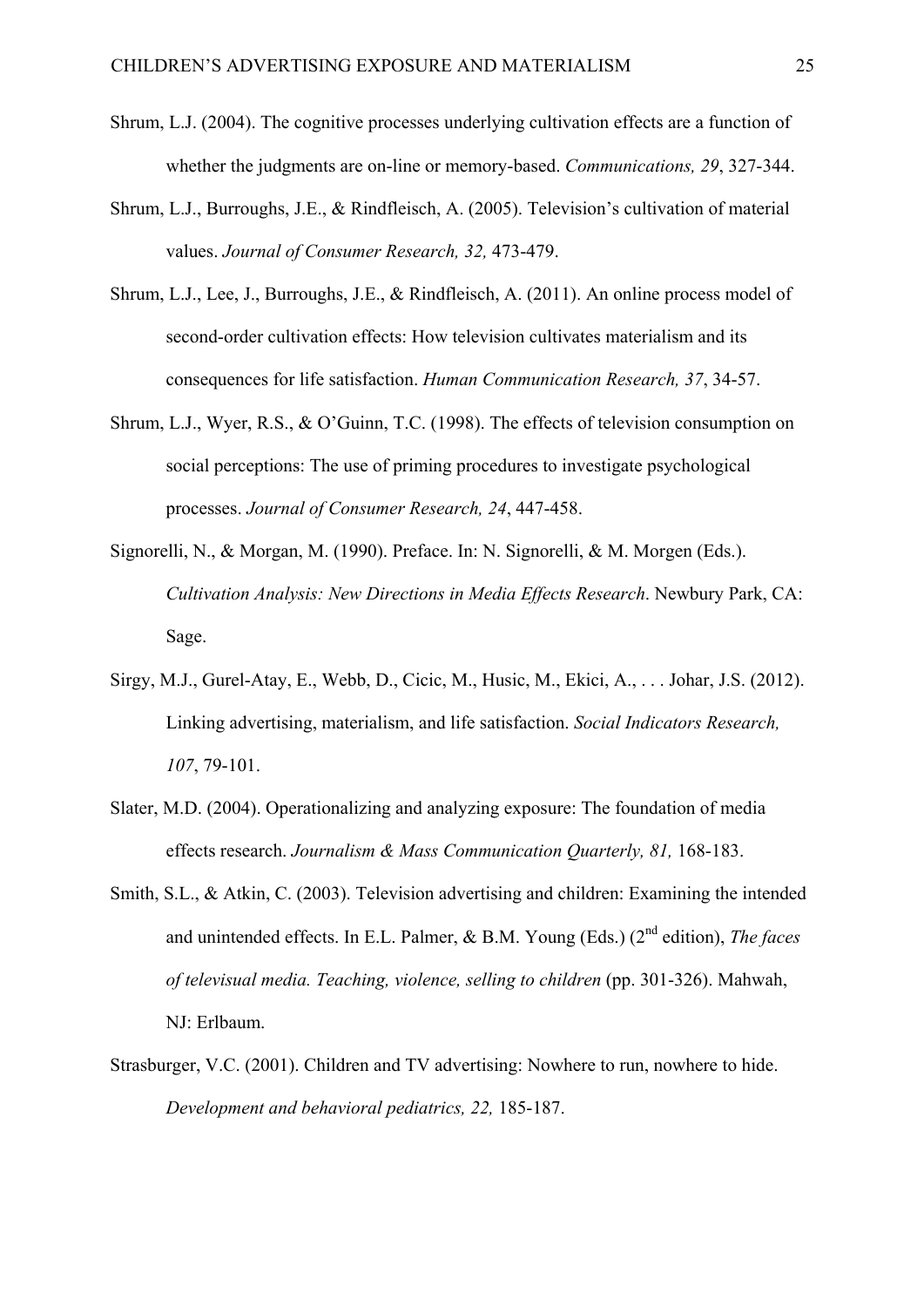Shrum, L.J. (2004). The cognitive processes underlying cultivation effects are a function of whether the judgments are on-line or memory-based. *Communications, 29*, 327-344.

Shrum, L.J., Burroughs, J.E., & Rindfleisch, A. (2005). Television's cultivation of material values. *Journal of Consumer Research, 32,* 473-479.

Shrum, L.J., Lee, J., Burroughs, J.E., & Rindfleisch, A. (2011). An online process model of second-order cultivation effects: How television cultivates materialism and its consequences for life satisfaction. *Human Communication Research, 37*, 34-57.

Shrum, L.J., Wyer, R.S., & O'Guinn, T.C. (1998). The effects of television consumption on social perceptions: The use of priming procedures to investigate psychological processes. *Journal of Consumer Research, 24*, 447-458.

Signorelli, N., & Morgan, M. (1990). Preface. In: N. Signorelli, & M. Morgen (Eds.). *Cultivation Analysis: New Directions in Media Effects Research*. Newbury Park, CA: Sage.

Sirgy, M.J., Gurel-Atay, E., Webb, D., Cicic, M., Husic, M., Ekici, A., . . . Johar, J.S. (2012). Linking advertising, materialism, and life satisfaction. *Social Indicators Research, 107*, 79-101.

Slater, M.D. (2004). Operationalizing and analyzing exposure: The foundation of media effects research. *Journalism & Mass Communication Quarterly, 81,* 168-183.

Smith, S.L., & Atkin, C. (2003). Television advertising and children: Examining the intended and unintended effects. In E.L. Palmer, & B.M. Young (Eds.) (2nd edition), *The faces of televisual media. Teaching, violence, selling to children* (pp. 301-326). Mahwah, NJ: Erlbaum.

Strasburger, V.C. (2001). Children and TV advertising: Nowhere to run, nowhere to hide. *Development and behavioral pediatrics, 22,* 185-187.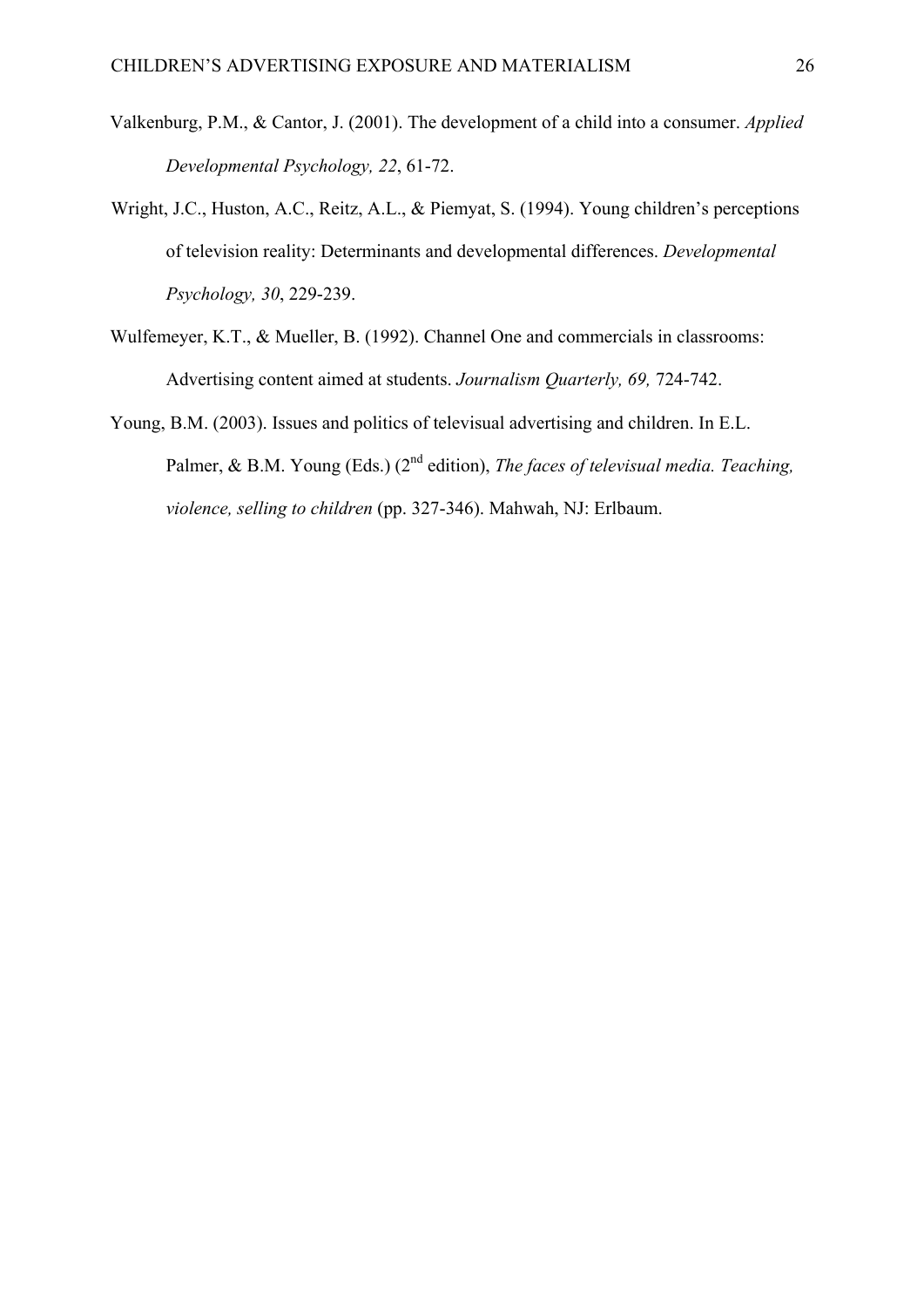Valkenburg, P.M., & Cantor, J. (2001). The development of a child into a consumer. *Applied Developmental Psychology, 22*, 61-72.

Wright, J.C., Huston, A.C., Reitz, A.L., & Piemyat, S. (1994). Young children's perceptions of television reality: Determinants and developmental differences. *Developmental Psychology, 30*, 229-239.

Wulfemeyer, K.T., & Mueller, B. (1992). Channel One and commercials in classrooms: Advertising content aimed at students. *Journalism Quarterly, 69,* 724-742.

Young, B.M. (2003). Issues and politics of televisual advertising and children. In E.L. Palmer, & B.M. Young (Eds.) (2nd edition), *The faces of televisual media. Teaching, violence, selling to children* (pp. 327-346). Mahwah, NJ: Erlbaum.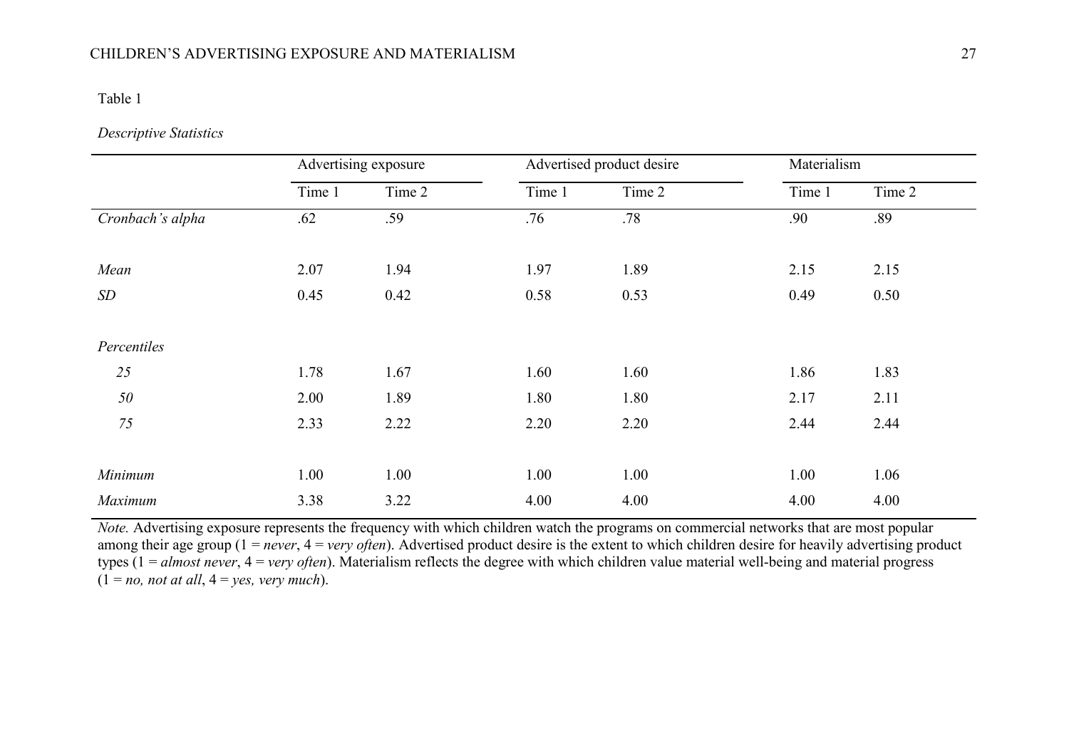Table 1

*Descriptive Statistics*

| | Advertising exposure | | Advertised product desire | | Materialism | |
|---|---|---|---|---|---|---|
| | Time 1 | Time 2 | Time 1 | Time 2 | Time 1 | Time 2 |
| *Cronbach's alpha* | .62 | .59 | .76 | .78 | .90 | .89 |
| *Mean* | 2.07 | 1.94 | 1.97 | 1.89 | 2.15 | 2.15 |
| *SD* | 0.45 | 0.42 | 0.58 | 0.53 | 0.49 | 0.50 |
| *Percentiles* | | | | | | |
| *25* | 1.78 | 1.67 | 1.60 | 1.60 | 1.86 | 1.83 |
| *50* | 2.00 | 1.89 | 1.80 | 1.80 | 2.17 | 2.11 |
| *75* | 2.33 | 2.22 | 2.20 | 2.20 | 2.44 | 2.44 |
| *Minimum* | 1.00 | 1.00 | 1.00 | 1.00 | 1.00 | 1.06 |
| *Maximum* | 3.38 | 3.22 | 4.00 | 4.00 | 4.00 | 4.00 |

*Note.* Advertising exposure represents the frequency with which children watch the programs on commercial networks that are most popular among their age group (1 = *never*, 4 = *very often*). Advertised product desire is the extent to which children desire for heavily advertising product types (1 = *almost never*, 4 = *very often*). Materialism reflects the degree with which children value material well-being and material progress (1 = *no, not at all*, 4 = *yes, very much*).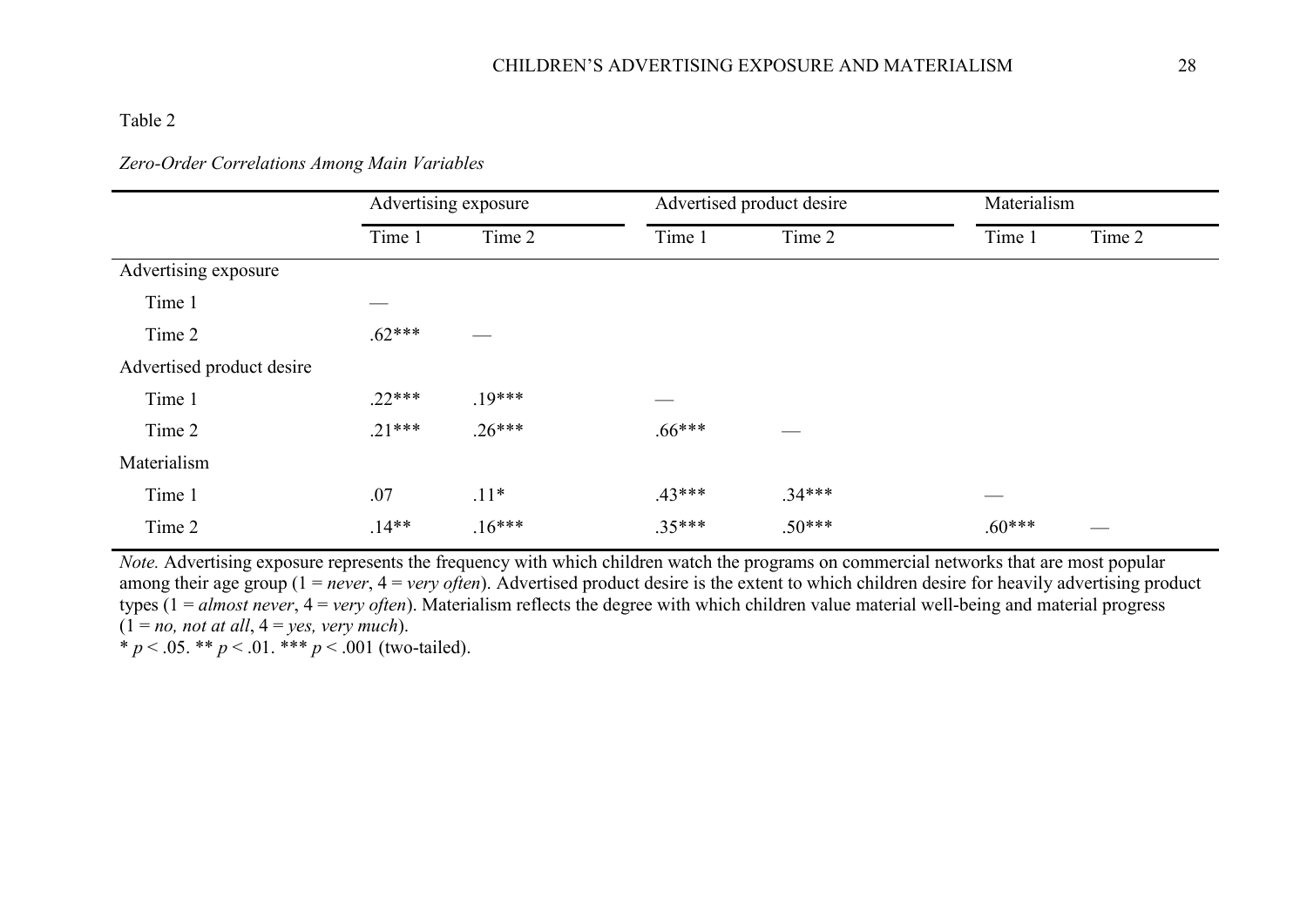Table 2

*Zero-Order Correlations Among Main Variables*

| | Advertising exposure | | Advertised product desire | | Materialism | |
|---|---|---|---|---|---|---|
| | Time 1 | Time 2 | Time 1 | Time 2 | Time 1 | Time 2 |
| Advertising exposure | | | | | | |
| Time 1 | — | | | | | |
| Time 2 | .62*** | — | | | | |
| Advertised product desire | | | | | | |
| Time 1 | .22*** | .19*** | — | | | |
| Time 2 | .21*** | .26*** | .66*** | — | | |
| Materialism | | | | | | |
| Time 1 | .07 | .11* | .43*** | .34*** | — | |
| Time 2 | .14** | .16*** | .35*** | .50*** | .60*** | — |

*Note.* Advertising exposure represents the frequency with which children watch the programs on commercial networks that are most popular among their age group (1 = *never*, 4 = *very often*). Advertised product desire is the extent to which children desire for heavily advertising product types (1 = *almost never*, 4 = *very often*). Materialism reflects the degree with which children value material well-being and material progress (1 = *no, not at all*, 4 = *yes, very much*).
* $p < .05$. ** $p < .01$. *** $p < .001$ (two-tailed).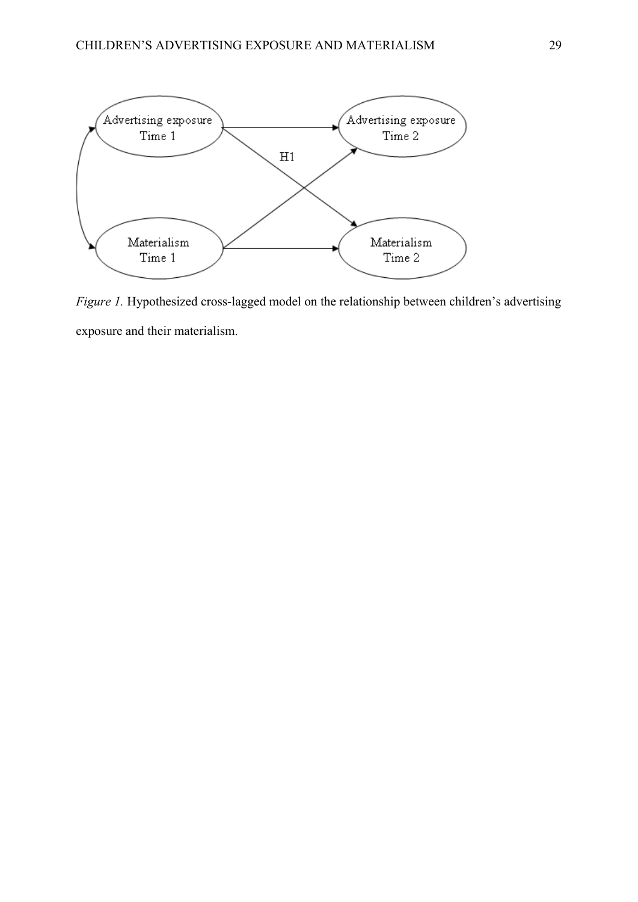*Figure 1.* Hypothesized cross-lagged model on the relationship between children's advertising exposure and their materialism.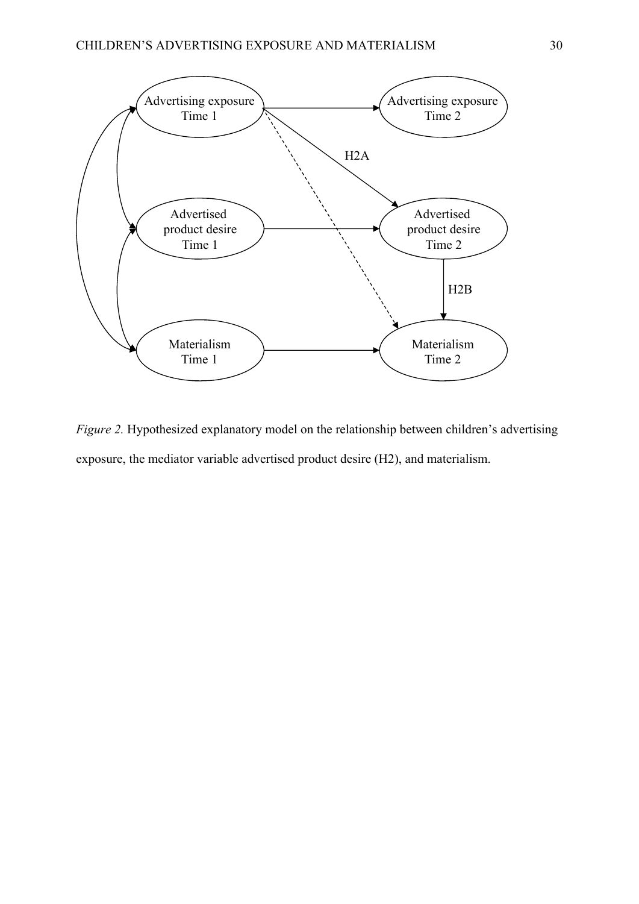*Figure 2.* Hypothesized explanatory model on the relationship between children's advertising exposure, the mediator variable advertised product desire (H2), and materialism.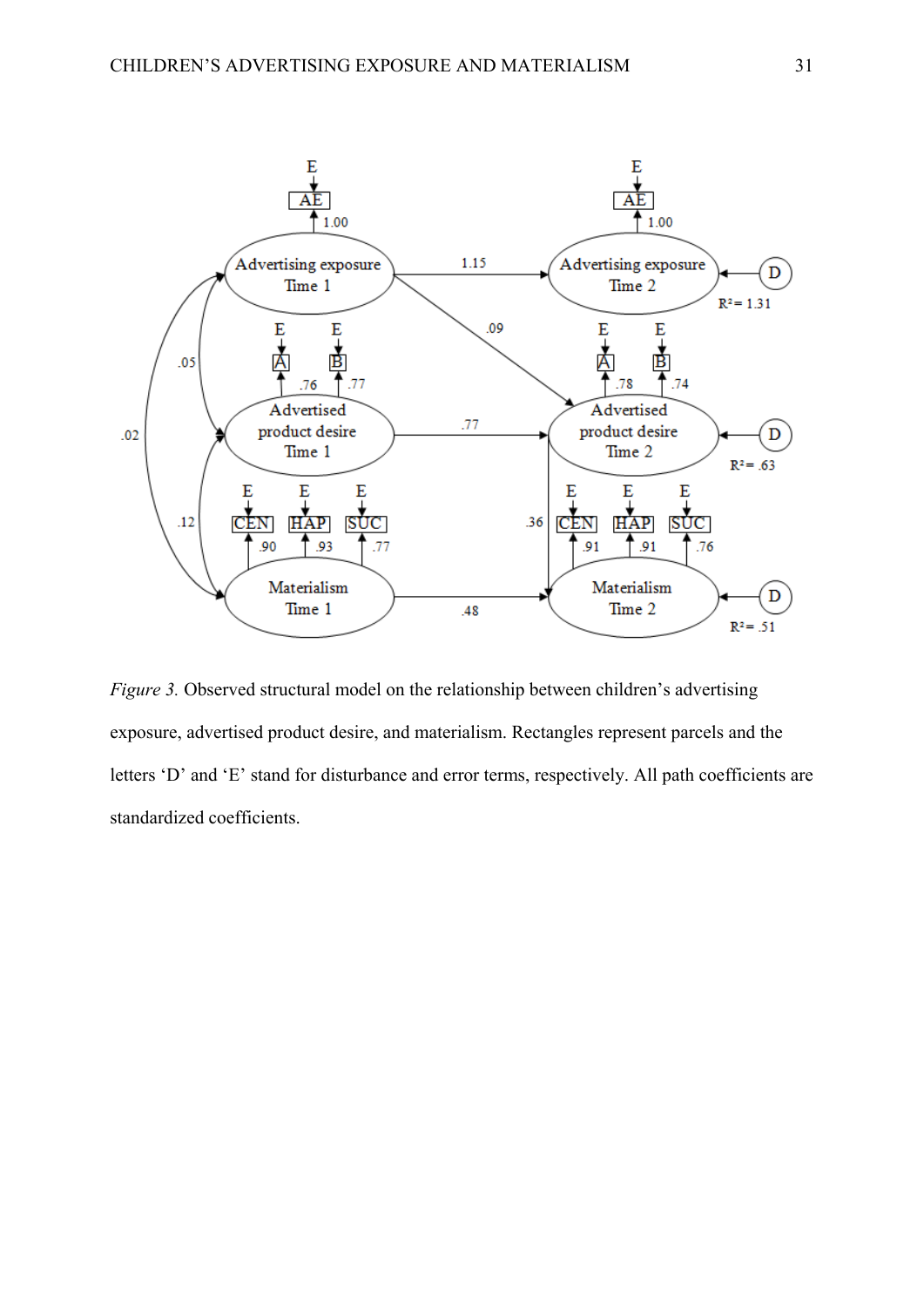E

AE

1.00

Advertising exposure Time 1

1.15

E

AE

1.00

Advertising exposure Time 2

D

$R^2$= 1.31

.09

.05

E E

A B

.76 .77

Advertised product desire Time 1

.77

E E

A B

.78 .74

Advertised product desire Time 2

D

$R^2$= .63

.02

.12

E E E

CEN HAP SUC

.90 .93 .77

Materialism Time 1

.48

.36

E E E

CEN HAP SUC

.91 .91 .76

Materialism Time 2

D

$R^2$= .51

*Figure 3.* Observed structural model on the relationship between children's advertising exposure, advertised product desire, and materialism. Rectangles represent parcels and the letters 'D' and 'E' stand for disturbance and error terms, respectively. All path coefficients are standardized coefficients.